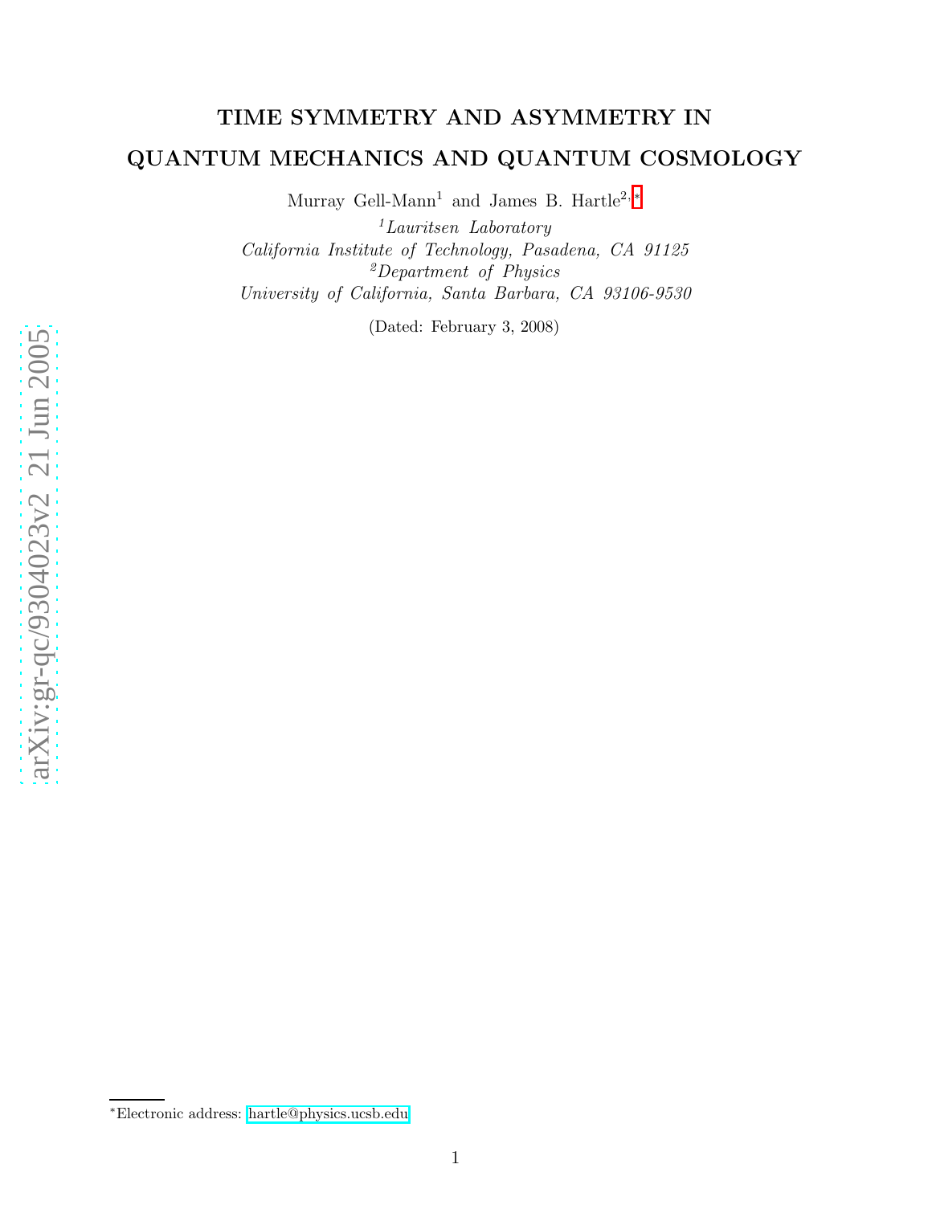# TIME SYMMETRY AND ASYMMETRY IN QUANTUM MECHANICS AND QUANTUM COSMOLOGY

Murray Gell-Mann[1] and James B. Hartle[2,*]

[1] *Lauritsen Laboratory*
*California Institute of Technology, Pasadena, CA 91125*
[2] *Department of Physics*
*University of California, Santa Barbara, CA 93106-9530*

(Dated: February 3, 2008)

---

[*] Electronic address: hartle@physics.ucsb.edu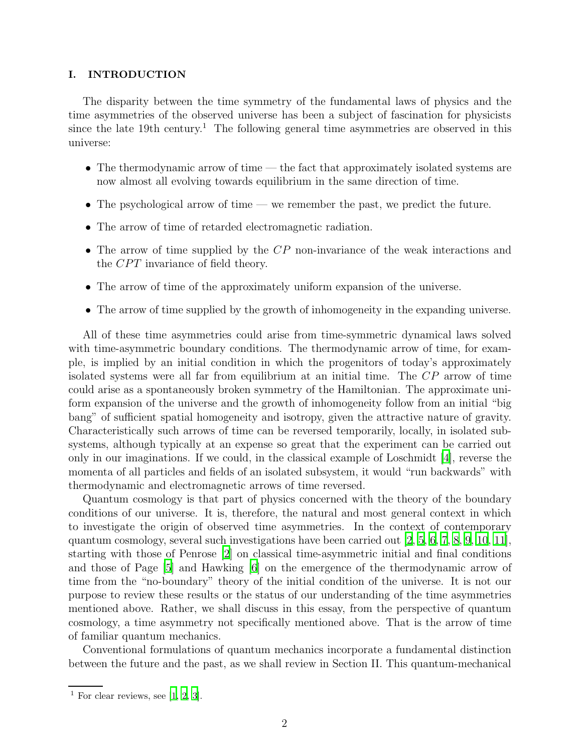## I. INTRODUCTION

The disparity between the time symmetry of the fundamental laws of physics and the time asymmetries of the observed universe has been a subject of fascination for physicists since the late 19th century.[1] The following general time asymmetries are observed in this universe:

- The thermodynamic arrow of time — the fact that approximately isolated systems are now almost all evolving towards equilibrium in the same direction of time.
- The psychological arrow of time — we remember the past, we predict the future.
- The arrow of time of retarded electromagnetic radiation.
- The arrow of time supplied by the $CP$ non-invariance of the weak interactions and the $CPT$ invariance of field theory.
- The arrow of time of the approximately uniform expansion of the universe.
- The arrow of time supplied by the growth of inhomogeneity in the expanding universe.

All of these time asymmetries could arise from time-symmetric dynamical laws solved with time-asymmetric boundary conditions. The thermodynamic arrow of time, for example, is implied by an initial condition in which the progenitors of today's approximately isolated systems were all far from equilibrium at an initial time. The $CP$ arrow of time could arise as a spontaneously broken symmetry of the Hamiltonian. The approximate uniform expansion of the universe and the growth of inhomogeneity follow from an initial "big bang" of sufficient spatial homogeneity and isotropy, given the attractive nature of gravity. Characteristically such arrows of time can be reversed temporarily, locally, in isolated subsystems, although typically at an expense so great that the experiment can be carried out only in our imaginations. If we could, in the classical example of Loschmidt [4], reverse the momenta of all particles and fields of an isolated subsystem, it would "run backwards" with thermodynamic and electromagnetic arrows of time reversed.

Quantum cosmology is that part of physics concerned with the theory of the boundary conditions of our universe. It is, therefore, the natural and most general context in which to investigate the origin of observed time asymmetries. In the context of contemporary quantum cosmology, several such investigations have been carried out [2, 5, 6, 7, 8, 9, 10, 11], starting with those of Penrose [2] on classical time-asymmetric initial and final conditions and those of Page [5] and Hawking [6] on the emergence of the thermodynamic arrow of time from the "no-boundary" theory of the initial condition of the universe. It is not our purpose to review these results or the status of our understanding of the time asymmetries mentioned above. Rather, we shall discuss in this essay, from the perspective of quantum cosmology, a time asymmetry not specifically mentioned above. That is the arrow of time of familiar quantum mechanics.

Conventional formulations of quantum mechanics incorporate a fundamental distinction between the future and the past, as we shall review in Section II. This quantum-mechanical

[1] For clear reviews, see [1, 2, 3].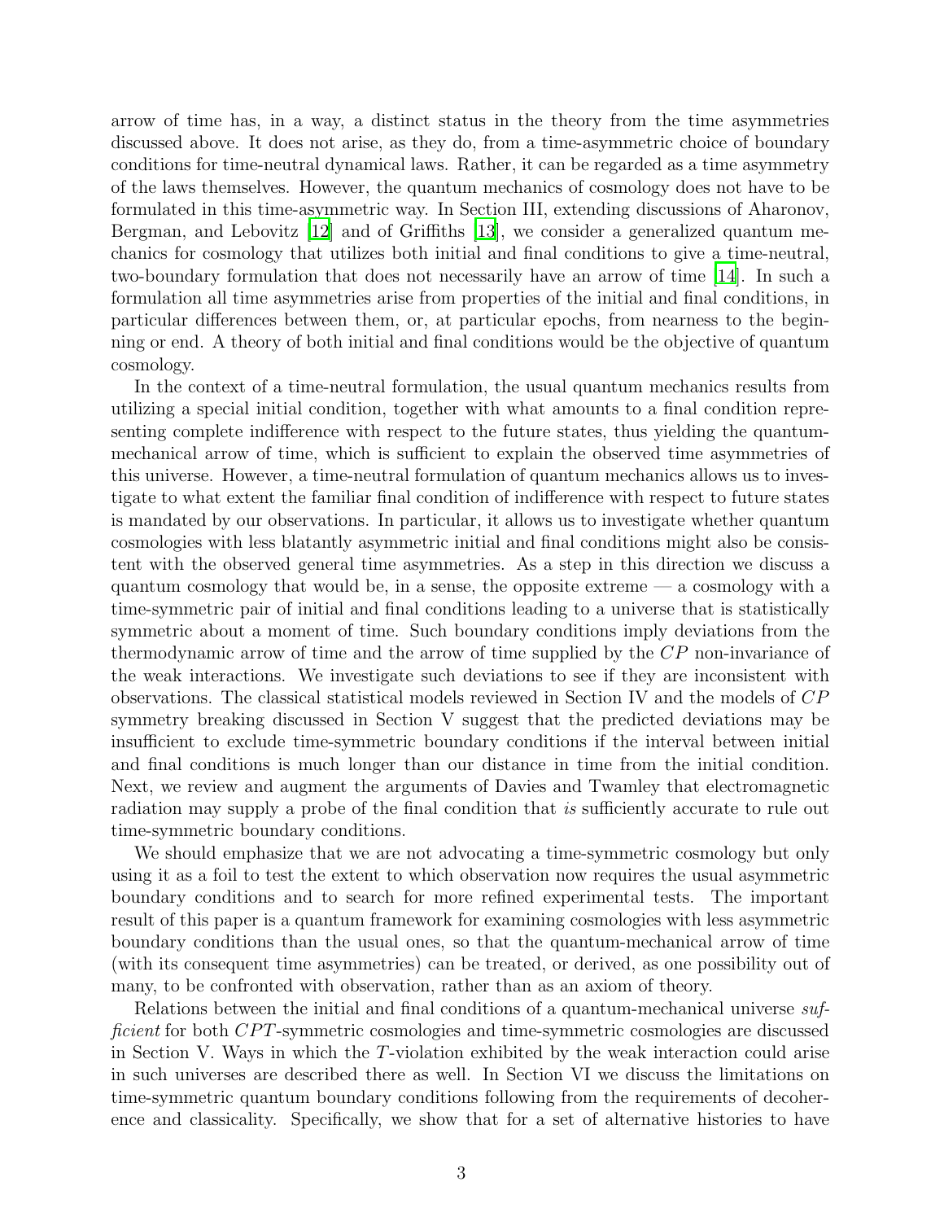arrow of time has, in a way, a distinct status in the theory from the time asymmetries discussed above. It does not arise, as they do, from a time-asymmetric choice of boundary conditions for time-neutral dynamical laws. Rather, it can be regarded as a time asymmetry of the laws themselves. However, the quantum mechanics of cosmology does not have to be formulated in this time-asymmetric way. In Section III, extending discussions of Aharonov, Bergman, and Lebovitz [12] and of Griffiths [13], we consider a generalized quantum mechanics for cosmology that utilizes both initial and final conditions to give a time-neutral, two-boundary formulation that does not necessarily have an arrow of time [14]. In such a formulation all time asymmetries arise from properties of the initial and final conditions, in particular differences between them, or, at particular epochs, from nearness to the beginning or end. A theory of both initial and final conditions would be the objective of quantum cosmology.

In the context of a time-neutral formulation, the usual quantum mechanics results from utilizing a special initial condition, together with what amounts to a final condition representing complete indifference with respect to the future states, thus yielding the quantum-mechanical arrow of time, which is sufficient to explain the observed time asymmetries of this universe. However, a time-neutral formulation of quantum mechanics allows us to investigate to what extent the familiar final condition of indifference with respect to future states is mandated by our observations. In particular, it allows us to investigate whether quantum cosmologies with less blatantly asymmetric initial and final conditions might also be consistent with the observed general time asymmetries. As a step in this direction we discuss a quantum cosmology that would be, in a sense, the opposite extreme — a cosmology with a time-symmetric pair of initial and final conditions leading to a universe that is statistically symmetric about a moment of time. Such boundary conditions imply deviations from the thermodynamic arrow of time and the arrow of time supplied by the $CP$ non-invariance of the weak interactions. We investigate such deviations to see if they are inconsistent with observations. The classical statistical models reviewed in Section IV and the models of $CP$ symmetry breaking discussed in Section V suggest that the predicted deviations may be insufficient to exclude time-symmetric boundary conditions if the interval between initial and final conditions is much longer than our distance in time from the initial condition. Next, we review and augment the arguments of Davies and Twamley that electromagnetic radiation may supply a probe of the final condition that *is* sufficiently accurate to rule out time-symmetric boundary conditions.

We should emphasize that we are not advocating a time-symmetric cosmology but only using it as a foil to test the extent to which observation now requires the usual asymmetric boundary conditions and to search for more refined experimental tests. The important result of this paper is a quantum framework for examining cosmologies with less asymmetric boundary conditions than the usual ones, so that the quantum-mechanical arrow of time (with its consequent time asymmetries) can be treated, or derived, as one possibility out of many, to be confronted with observation, rather than as an axiom of theory.

Relations between the initial and final conditions of a quantum-mechanical universe *sufficient* for both $CPT$-symmetric cosmologies and time-symmetric cosmologies are discussed in Section V. Ways in which the $T$-violation exhibited by the weak interaction could arise in such universes are described there as well. In Section VI we discuss the limitations on time-symmetric quantum boundary conditions following from the requirements of decoherence and classicality. Specifically, we show that for a set of alternative histories to have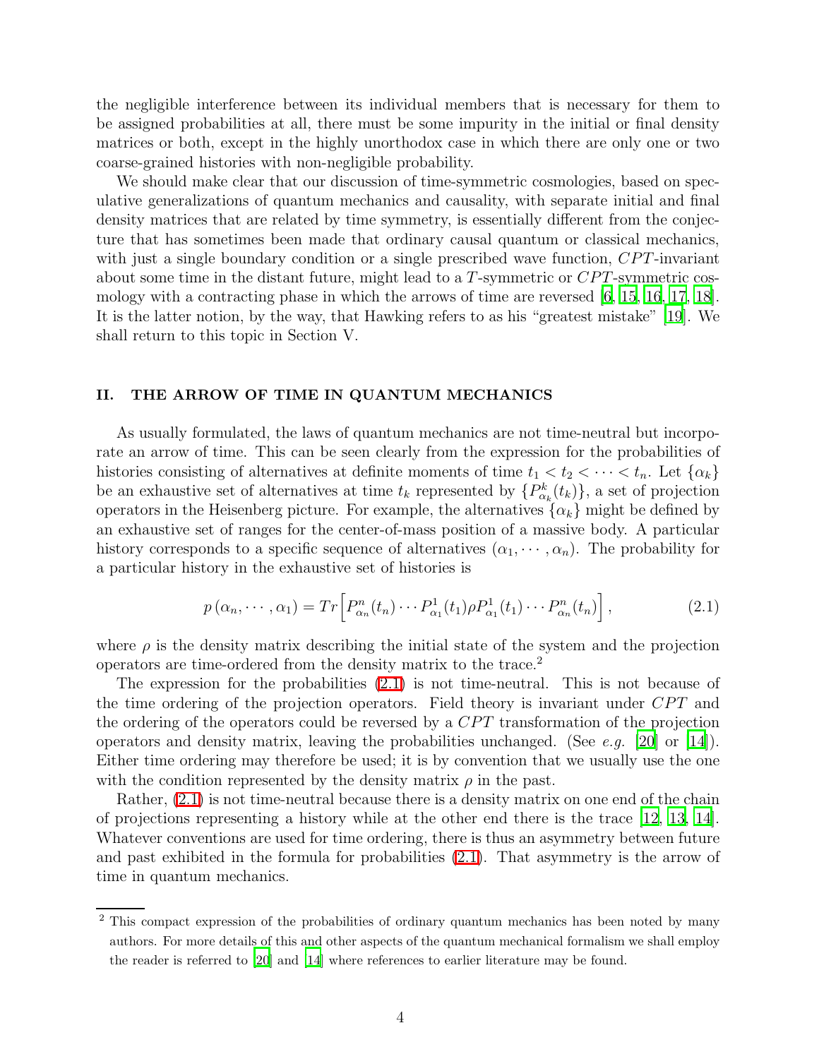the negligible interference between its individual members that is necessary for them to be assigned probabilities at all, there must be some impurity in the initial or final density matrices or both, except in the highly unorthodox case in which there are only one or two coarse-grained histories with non-negligible probability.

We should make clear that our discussion of time-symmetric cosmologies, based on speculative generalizations of quantum mechanics and causality, with separate initial and final density matrices that are related by time symmetry, is essentially different from the conjecture that has sometimes been made that ordinary causal quantum or classical mechanics, with just a single boundary condition or a single prescribed wave function, $CPT$-invariant about some time in the distant future, might lead to a $T$-symmetric or $CPT$-symmetric cosmology with a contracting phase in which the arrows of time are reversed [6, 15, 16, 17, 18]. It is the latter notion, by the way, that Hawking refers to as his "greatest mistake" [19]. We shall return to this topic in Section V.

## II. THE ARROW OF TIME IN QUANTUM MECHANICS

As usually formulated, the laws of quantum mechanics are not time-neutral but incorporate an arrow of time. This can be seen clearly from the expression for the probabilities of histories consisting of alternatives at definite moments of time $t_1 < t_2 < \cdots < t_n$. Let $\{\alpha_k\}$ be an exhaustive set of alternatives at time $t_k$ represented by $\{P^k_{\alpha_k}(t_k)\}$, a set of projection operators in the Heisenberg picture. For example, the alternatives $\{\alpha_k\}$ might be defined by an exhaustive set of ranges for the center-of-mass position of a massive body. A particular history corresponds to a specific sequence of alternatives $(\alpha_1, \cdots, \alpha_n)$. The probability for a particular history in the exhaustive set of histories is

$$p\left(\alpha_n, \cdots, \alpha_1\right) = Tr\left[P^n_{\alpha_n}(t_n) \cdots P^1_{\alpha_1}(t_1) \rho P^1_{\alpha_1}(t_1) \cdots P^n_{\alpha_n}(t_n)\right], \tag{2.1}$$

where $\rho$ is the density matrix describing the initial state of the system and the projection operators are time-ordered from the density matrix to the trace.[2]

The expression for the probabilities (2.1) is not time-neutral. This is not because of the time ordering of the projection operators. Field theory is invariant under $CPT$ and the ordering of the operators could be reversed by a $CPT$ transformation of the projection operators and density matrix, leaving the probabilities unchanged. (See *e.g.* [20] or [14]). Either time ordering may therefore be used; it is by convention that we usually use the one with the condition represented by the density matrix $\rho$ in the past.

Rather, (2.1) is not time-neutral because there is a density matrix on one end of the chain of projections representing a history while at the other end there is the trace [12, 13, 14]. Whatever conventions are used for time ordering, there is thus an asymmetry between future and past exhibited in the formula for probabilities (2.1). That asymmetry is the arrow of time in quantum mechanics.

---

[2] This compact expression of the probabilities of ordinary quantum mechanics has been noted by many authors. For more details of this and other aspects of the quantum mechanical formalism we shall employ the reader is referred to [20] and [14] where references to earlier literature may be found.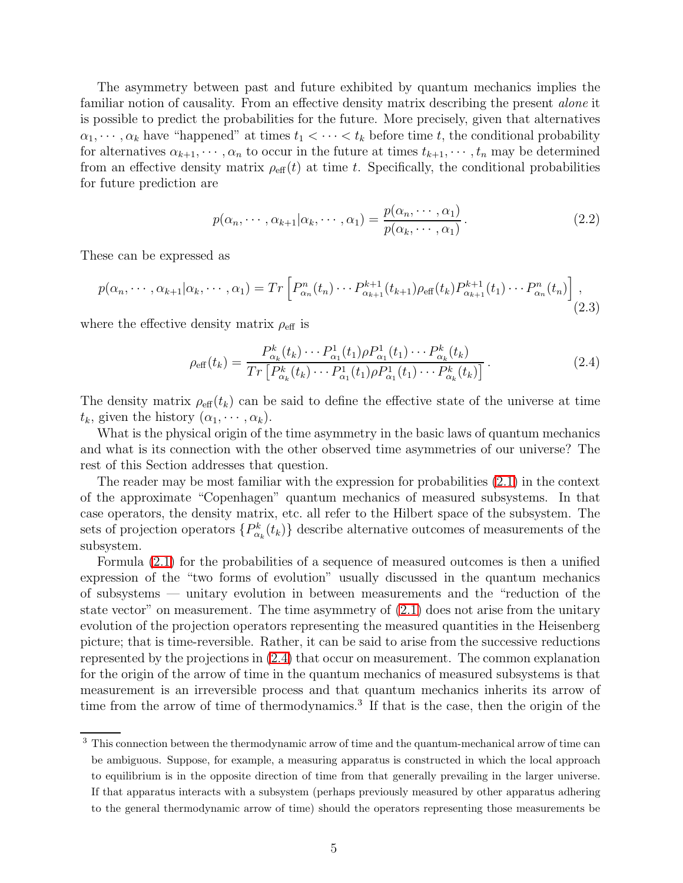The asymmetry between past and future exhibited by quantum mechanics implies the familiar notion of causality. From an effective density matrix describing the present *alone* it is possible to predict the probabilities for the future. More precisely, given that alternatives $\alpha_1, \cdots, \alpha_k$ have "happened" at times $t_1 < \cdots < t_k$ before time $t$, the conditional probability for alternatives $\alpha_{k+1}, \cdots, \alpha_n$ to occur in the future at times $t_{k+1}, \cdots, t_n$ may be determined from an effective density matrix $\rho_{\text{eff}}(t)$ at time $t$. Specifically, the conditional probabilities for future prediction are

$$p(\alpha_n, \cdots, \alpha_{k+1}|\alpha_k, \cdots, \alpha_1) = \frac{p(\alpha_n, \cdots, \alpha_1)}{p(\alpha_k, \cdots, \alpha_1)}. \tag{2.2}$$

These can be expressed as

$$p(\alpha_n, \cdots, \alpha_{k+1}|\alpha_k, \cdots, \alpha_1) = Tr\left[P^n_{\alpha_n}(t_n) \cdots P^{k+1}_{\alpha_{k+1}}(t_{k+1}) \rho_{\text{eff}}(t_k) P^{k+1}_{\alpha_{k+1}}(t_1) \cdots P^n_{\alpha_n}(t_n)\right], \tag{2.3}$$

where the effective density matrix $\rho_{\text{eff}}$ is

$$\rho_{\text{eff}}(t_k) = \frac{P^k_{\alpha_k}(t_k) \cdots P^1_{\alpha_1}(t_1) \rho P^1_{\alpha_1}(t_1) \cdots P^k_{\alpha_k}(t_k)}{Tr\left[P^k_{\alpha_k}(t_k) \cdots P^1_{\alpha_1}(t_1) \rho P^1_{\alpha_1}(t_1) \cdots P^k_{\alpha_k}(t_k)\right]}. \tag{2.4}$$

The density matrix $\rho_{\text{eff}}(t_k)$ can be said to define the effective state of the universe at time $t_k$, given the history $(\alpha_1, \cdots, \alpha_k)$.

What is the physical origin of the time asymmetry in the basic laws of quantum mechanics and what is its connection with the other observed time asymmetries of our universe? The rest of this Section addresses that question.

The reader may be most familiar with the expression for probabilities (2.1) in the context of the approximate "Copenhagen" quantum mechanics of measured subsystems. In that case operators, the density matrix, etc. all refer to the Hilbert space of the subsystem. The sets of projection operators $\{P^k_{\alpha_k}(t_k)\}$ describe alternative outcomes of measurements of the subsystem.

Formula (2.1) for the probabilities of a sequence of measured outcomes is then a unified expression of the "two forms of evolution" usually discussed in the quantum mechanics of subsystems — unitary evolution in between measurements and the "reduction of the state vector" on measurement. The time asymmetry of (2.1) does not arise from the unitary evolution of the projection operators representing the measured quantities in the Heisenberg picture; that is time-reversible. Rather, it can be said to arise from the successive reductions represented by the projections in (2.4) that occur on measurement. The common explanation for the origin of the arrow of time in the quantum mechanics of measured subsystems is that measurement is an irreversible process and that quantum mechanics inherits its arrow of time from the arrow of time of thermodynamics.[3] If that is the case, then the origin of the

[3] This connection between the thermodynamic arrow of time and the quantum-mechanical arrow of time can be ambiguous. Suppose, for example, a measuring apparatus is constructed in which the local approach to equilibrium is in the opposite direction of time from that generally prevailing in the larger universe. If that apparatus interacts with a subsystem (perhaps previously measured by other apparatus adhering to the general thermodynamic arrow of time) should the operators representing those measurements be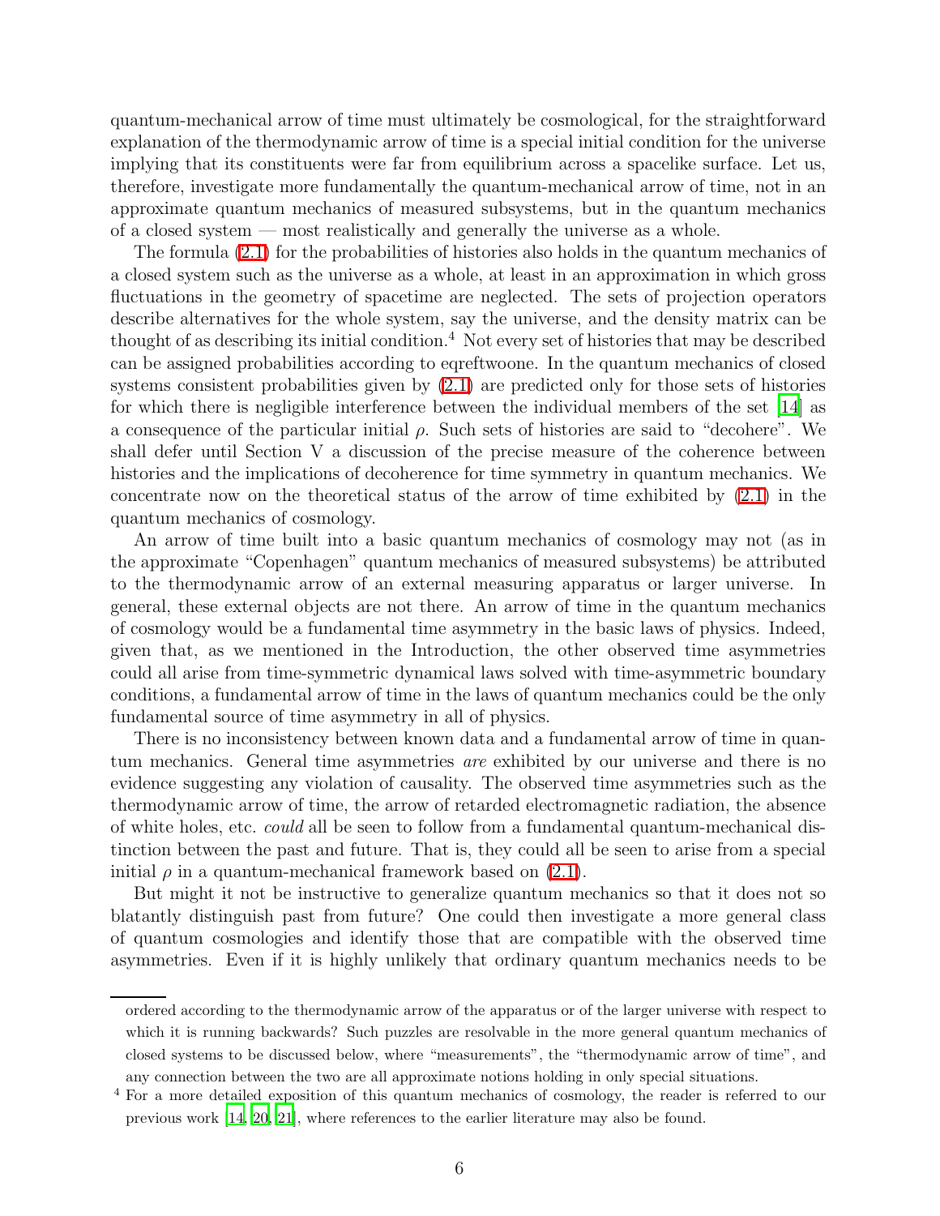quantum-mechanical arrow of time must ultimately be cosmological, for the straightforward explanation of the thermodynamic arrow of time is a special initial condition for the universe implying that its constituents were far from equilibrium across a spacelike surface. Let us, therefore, investigate more fundamentally the quantum-mechanical arrow of time, not in an approximate quantum mechanics of measured subsystems, but in the quantum mechanics of a closed system — most realistically and generally the universe as a whole.

The formula (2.1) for the probabilities of histories also holds in the quantum mechanics of a closed system such as the universe as a whole, at least in an approximation in which gross fluctuations in the geometry of spacetime are neglected. The sets of projection operators describe alternatives for the whole system, say the universe, and the density matrix can be thought of as describing its initial condition.[4] Not every set of histories that may be described can be assigned probabilities according to eqreftwoone. In the quantum mechanics of closed systems consistent probabilities given by (2.1) are predicted only for those sets of histories for which there is negligible interference between the individual members of the set [14] as a consequence of the particular initial $\rho$. Such sets of histories are said to "decohere". We shall defer until Section V a discussion of the precise measure of the coherence between histories and the implications of decoherence for time symmetry in quantum mechanics. We concentrate now on the theoretical status of the arrow of time exhibited by (2.1) in the quantum mechanics of cosmology.

An arrow of time built into a basic quantum mechanics of cosmology may not (as in the approximate "Copenhagen" quantum mechanics of measured subsystems) be attributed to the thermodynamic arrow of an external measuring apparatus or larger universe. In general, these external objects are not there. An arrow of time in the quantum mechanics of cosmology would be a fundamental time asymmetry in the basic laws of physics. Indeed, given that, as we mentioned in the Introduction, the other observed time asymmetries could all arise from time-symmetric dynamical laws solved with time-asymmetric boundary conditions, a fundamental arrow of time in the laws of quantum mechanics could be the only fundamental source of time asymmetry in all of physics.

There is no inconsistency between known data and a fundamental arrow of time in quantum mechanics. General time asymmetries *are* exhibited by our universe and there is no evidence suggesting any violation of causality. The observed time asymmetries such as the thermodynamic arrow of time, the arrow of retarded electromagnetic radiation, the absence of white holes, etc. *could* all be seen to follow from a fundamental quantum-mechanical distinction between the past and future. That is, they could all be seen to arise from a special initial $\rho$ in a quantum-mechanical framework based on (2.1).

But might it not be instructive to generalize quantum mechanics so that it does not so blatantly distinguish past from future? One could then investigate a more general class of quantum cosmologies and identify those that are compatible with the observed time asymmetries. Even if it is highly unlikely that ordinary quantum mechanics needs to be

---

ordered according to the thermodynamic arrow of the apparatus or of the larger universe with respect to which it is running backwards? Such puzzles are resolvable in the more general quantum mechanics of closed systems to be discussed below, where "measurements", the "thermodynamic arrow of time", and any connection between the two are all approximate notions holding in only special situations.

[4] For a more detailed exposition of this quantum mechanics of cosmology, the reader is referred to our previous work [14, 20, 21], where references to the earlier literature may also be found.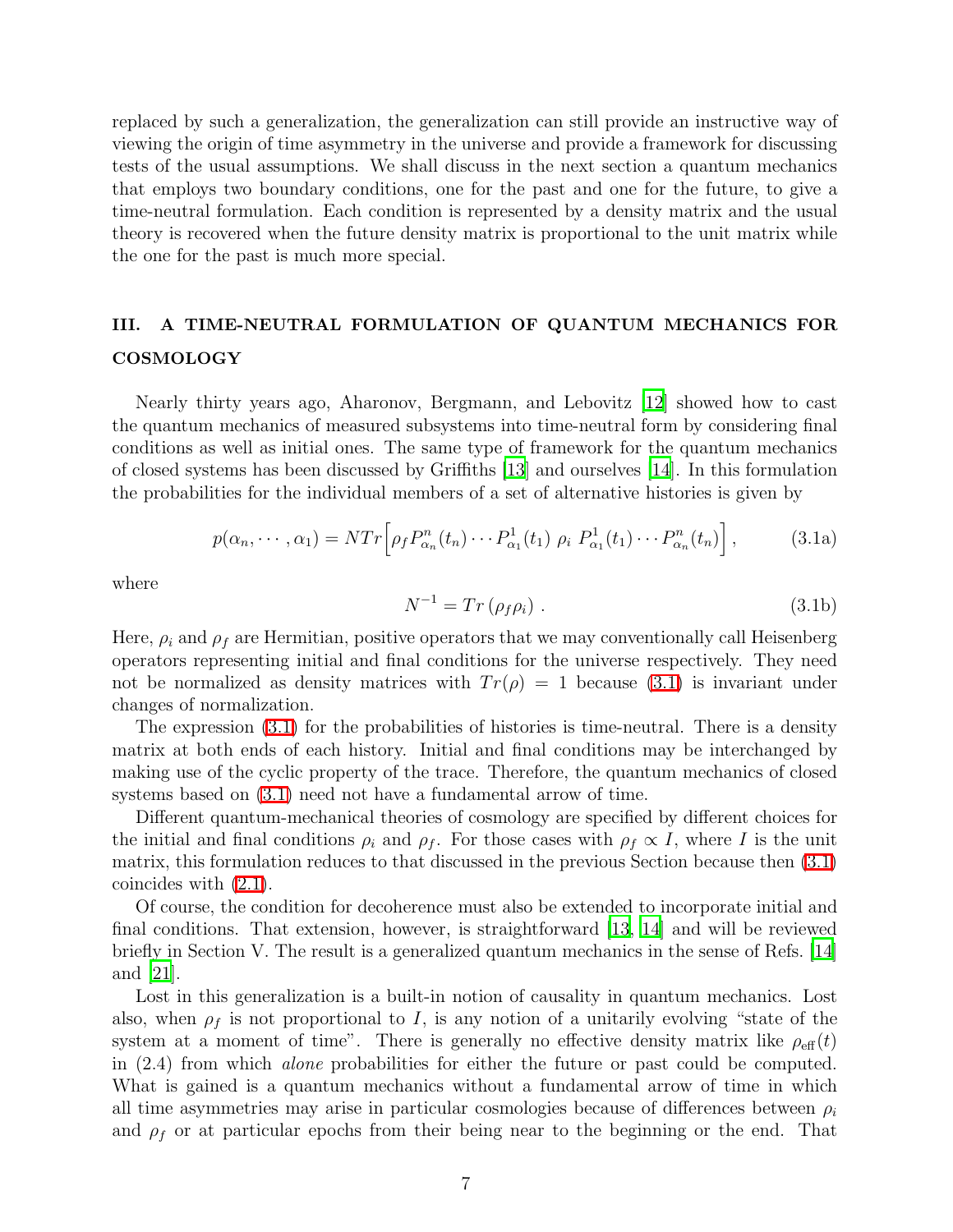replaced by such a generalization, the generalization can still provide an instructive way of viewing the origin of time asymmetry in the universe and provide a framework for discussing tests of the usual assumptions. We shall discuss in the next section a quantum mechanics that employs two boundary conditions, one for the past and one for the future, to give a time-neutral formulation. Each condition is represented by a density matrix and the usual theory is recovered when the future density matrix is proportional to the unit matrix while the one for the past is much more special.

## III. A TIME-NEUTRAL FORMULATION OF QUANTUM MECHANICS FOR COSMOLOGY

Nearly thirty years ago, Aharonov, Bergmann, and Lebovitz [12] showed how to cast the quantum mechanics of measured subsystems into time-neutral form by considering final conditions as well as initial ones. The same type of framework for the quantum mechanics of closed systems has been discussed by Griffiths [13] and ourselves [14]. In this formulation the probabilities for the individual members of a set of alternative histories is given by

$$p(\alpha_n, \cdots, \alpha_1) = N Tr\Big[\rho_f P^n_{\alpha_n}(t_n) \cdots P^1_{\alpha_1}(t_1)\ \rho_i\ P^1_{\alpha_1}(t_1) \cdots P^n_{\alpha_n}(t_n)\Big], \tag{3.1a}$$

where

$$N^{-1} = Tr\left(\rho_f \rho_i\right). \tag{3.1b}$$

Here, $\rho_i$ and $\rho_f$ are Hermitian, positive operators that we may conventionally call Heisenberg operators representing initial and final conditions for the universe respectively. They need not be normalized as density matrices with $Tr(\rho) = 1$ because (3.1) is invariant under changes of normalization.

The expression (3.1) for the probabilities of histories is time-neutral. There is a density matrix at both ends of each history. Initial and final conditions may be interchanged by making use of the cyclic property of the trace. Therefore, the quantum mechanics of closed systems based on (3.1) need not have a fundamental arrow of time.

Different quantum-mechanical theories of cosmology are specified by different choices for the initial and final conditions $\rho_i$ and $\rho_f$. For those cases with $\rho_f \propto I$, where $I$ is the unit matrix, this formulation reduces to that discussed in the previous Section because then (3.1) coincides with (2.1).

Of course, the condition for decoherence must also be extended to incorporate initial and final conditions. That extension, however, is straightforward [13, 14] and will be reviewed briefly in Section V. The result is a generalized quantum mechanics in the sense of Refs. [14] and [21].

Lost in this generalization is a built-in notion of causality in quantum mechanics. Lost also, when $\rho_f$ is not proportional to $I$, is any notion of a unitarily evolving "state of the system at a moment of time". There is generally no effective density matrix like $\rho_{\text{eff}}(t)$ in (2.4) from which *alone* probabilities for either the future or past could be computed. What is gained is a quantum mechanics without a fundamental arrow of time in which all time asymmetries may arise in particular cosmologies because of differences between $\rho_i$ and $\rho_f$ or at particular epochs from their being near to the beginning or the end. That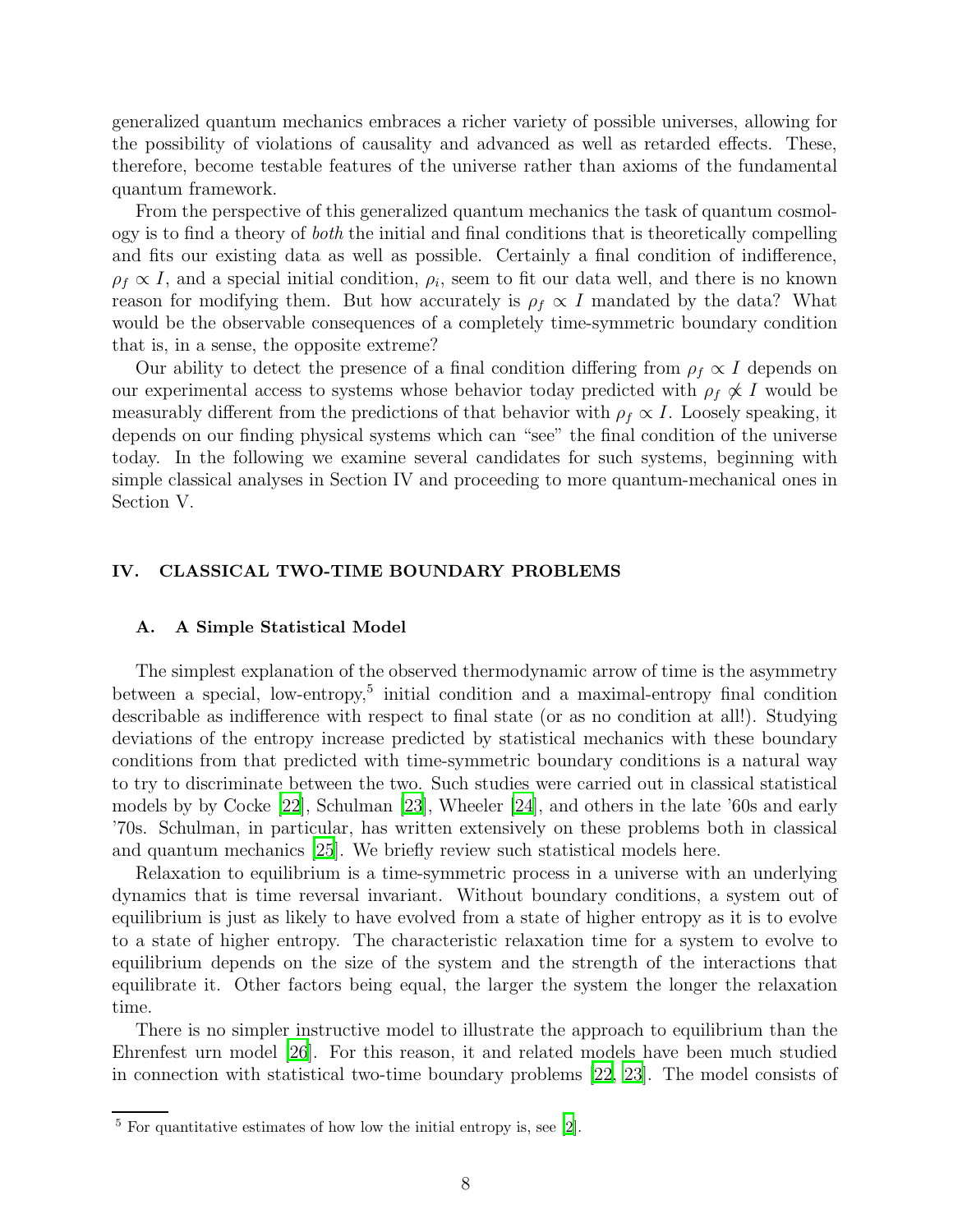generalized quantum mechanics embraces a richer variety of possible universes, allowing for the possibility of violations of causality and advanced as well as retarded effects. These, therefore, become testable features of the universe rather than axioms of the fundamental quantum framework.

From the perspective of this generalized quantum mechanics the task of quantum cosmology is to find a theory of *both* the initial and final conditions that is theoretically compelling and fits our existing data as well as possible. Certainly a final condition of indifference, $\rho_f \propto I$, and a special initial condition, $\rho_i$, seem to fit our data well, and there is no known reason for modifying them. But how accurately is $\rho_f \propto I$ mandated by the data? What would be the observable consequences of a completely time-symmetric boundary condition that is, in a sense, the opposite extreme?

Our ability to detect the presence of a final condition differing from $\rho_f \propto I$ depends on our experimental access to systems whose behavior today predicted with $\rho_f \not\propto I$ would be measurably different from the predictions of that behavior with $\rho_f \propto I$. Loosely speaking, it depends on our finding physical systems which can "see" the final condition of the universe today. In the following we examine several candidates for such systems, beginning with simple classical analyses in Section IV and proceeding to more quantum-mechanical ones in Section V.

## IV. CLASSICAL TWO-TIME BOUNDARY PROBLEMS

### A. A Simple Statistical Model

The simplest explanation of the observed thermodynamic arrow of time is the asymmetry between a special, low-entropy,[5] initial condition and a maximal-entropy final condition describable as indifference with respect to final state (or as no condition at all!). Studying deviations of the entropy increase predicted by statistical mechanics with these boundary conditions from that predicted with time-symmetric boundary conditions is a natural way to try to discriminate between the two. Such studies were carried out in classical statistical models by by Cocke [22], Schulman [23], Wheeler [24], and others in the late '60s and early '70s. Schulman, in particular, has written extensively on these problems both in classical and quantum mechanics [25]. We briefly review such statistical models here.

Relaxation to equilibrium is a time-symmetric process in a universe with an underlying dynamics that is time reversal invariant. Without boundary conditions, a system out of equilibrium is just as likely to have evolved from a state of higher entropy as it is to evolve to a state of higher entropy. The characteristic relaxation time for a system to evolve to equilibrium depends on the size of the system and the strength of the interactions that equilibrate it. Other factors being equal, the larger the system the longer the relaxation time.

There is no simpler instructive model to illustrate the approach to equilibrium than the Ehrenfest urn model [26]. For this reason, it and related models have been much studied in connection with statistical two-time boundary problems [22, 23]. The model consists of

[5] For quantitative estimates of how low the initial entropy is, see [2].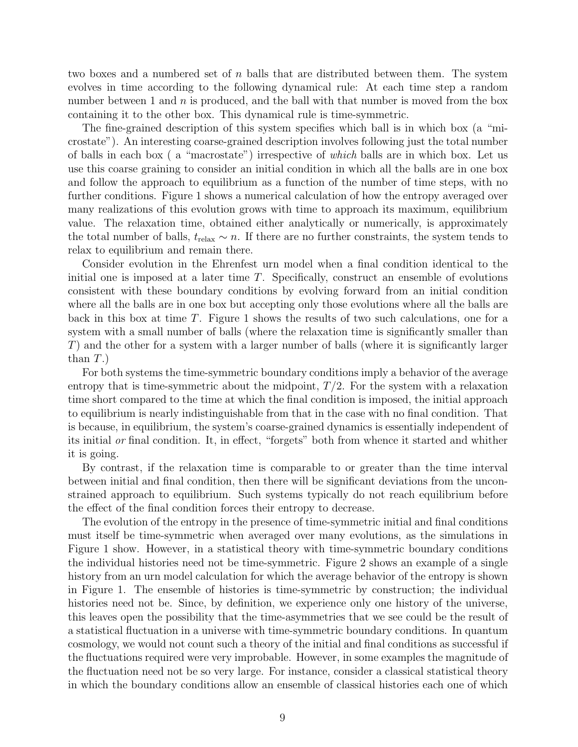two boxes and a numbered set of $n$ balls that are distributed between them. The system evolves in time according to the following dynamical rule: At each time step a random number between 1 and $n$ is produced, and the ball with that number is moved from the box containing it to the other box. This dynamical rule is time-symmetric.

The fine-grained description of this system specifies which ball is in which box (a "microstate"). An interesting coarse-grained description involves following just the total number of balls in each box ( a "macrostate") irrespective of *which* balls are in which box. Let us use this coarse graining to consider an initial condition in which all the balls are in one box and follow the approach to equilibrium as a function of the number of time steps, with no further conditions. Figure 1 shows a numerical calculation of how the entropy averaged over many realizations of this evolution grows with time to approach its maximum, equilibrium value. The relaxation time, obtained either analytically or numerically, is approximately the total number of balls, $t_{\text{relax}} \sim n$. If there are no further constraints, the system tends to relax to equilibrium and remain there.

Consider evolution in the Ehrenfest urn model when a final condition identical to the initial one is imposed at a later time $T$. Specifically, construct an ensemble of evolutions consistent with these boundary conditions by evolving forward from an initial condition where all the balls are in one box but accepting only those evolutions where all the balls are back in this box at time $T$. Figure 1 shows the results of two such calculations, one for a system with a small number of balls (where the relaxation time is significantly smaller than $T$) and the other for a system with a larger number of balls (where it is significantly larger than $T$.)

For both systems the time-symmetric boundary conditions imply a behavior of the average entropy that is time-symmetric about the midpoint, $T/2$. For the system with a relaxation time short compared to the time at which the final condition is imposed, the initial approach to equilibrium is nearly indistinguishable from that in the case with no final condition. That is because, in equilibrium, the system's coarse-grained dynamics is essentially independent of its initial *or* final condition. It, in effect, "forgets" both from whence it started and whither it is going.

By contrast, if the relaxation time is comparable to or greater than the time interval between initial and final condition, then there will be significant deviations from the unconstrained approach to equilibrium. Such systems typically do not reach equilibrium before the effect of the final condition forces their entropy to decrease.

The evolution of the entropy in the presence of time-symmetric initial and final conditions must itself be time-symmetric when averaged over many evolutions, as the simulations in Figure 1 show. However, in a statistical theory with time-symmetric boundary conditions the individual histories need not be time-symmetric. Figure 2 shows an example of a single history from an urn model calculation for which the average behavior of the entropy is shown in Figure 1. The ensemble of histories is time-symmetric by construction; the individual histories need not be. Since, by definition, we experience only one history of the universe, this leaves open the possibility that the time-asymmetries that we see could be the result of a statistical fluctuation in a universe with time-symmetric boundary conditions. In quantum cosmology, we would not count such a theory of the initial and final conditions as successful if the fluctuations required were very improbable. However, in some examples the magnitude of the fluctuation need not be so very large. For instance, consider a classical statistical theory in which the boundary conditions allow an ensemble of classical histories each one of which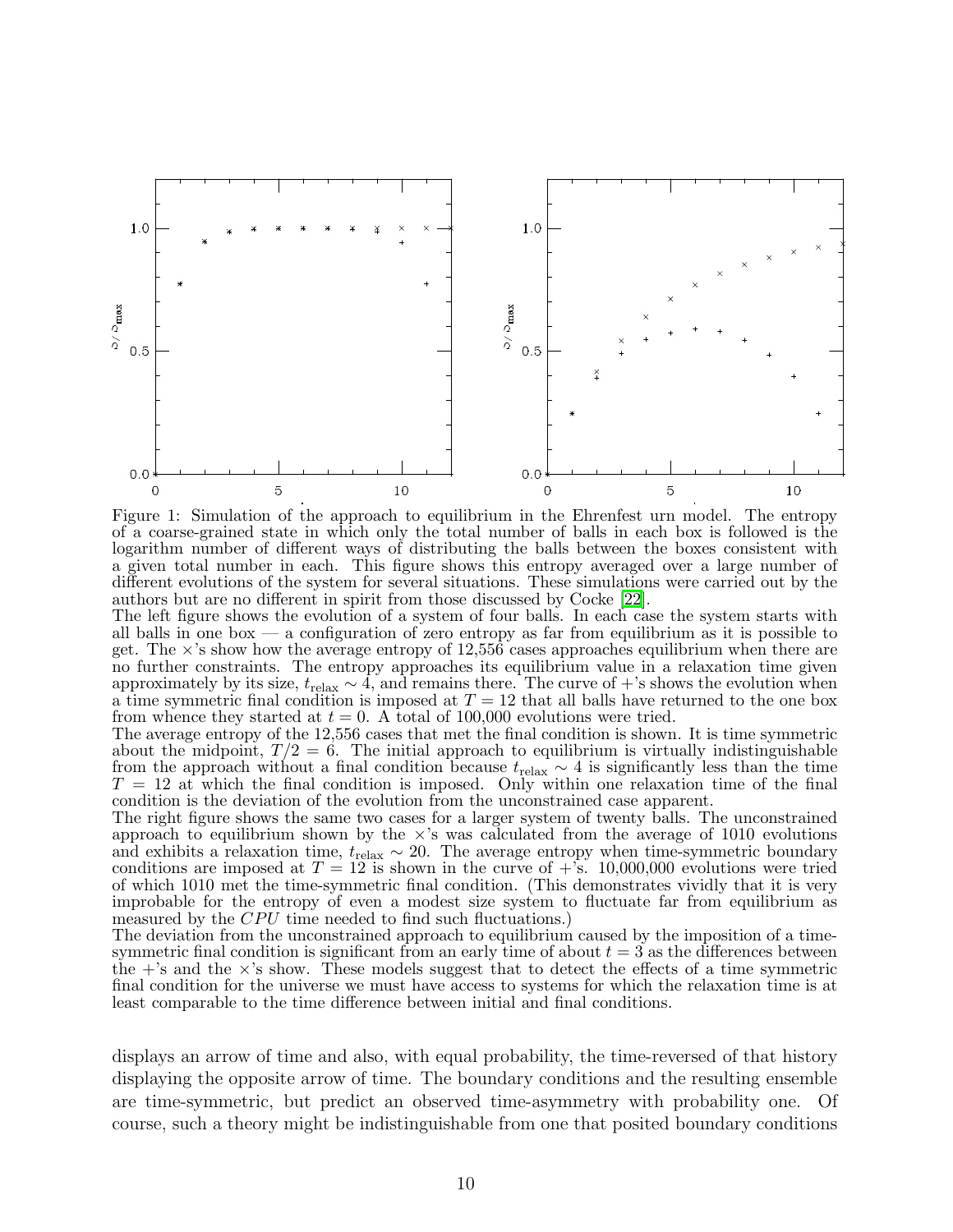Figure 1: Simulation of the approach to equilibrium in the Ehrenfest urn model. The entropy of a coarse-grained state in which only the total number of balls in each box is followed is the logarithm number of different ways of distributing the balls between the boxes consistent with a given total number in each. This figure shows this entropy averaged over a large number of different evolutions of the system for several situations. These simulations were carried out by the authors but are no different in spirit from those discussed by Cocke [22].

The left figure shows the evolution of a system of four balls. In each case the system starts with all balls in one box — a configuration of zero entropy as far from equilibrium as it is possible to get. The ×'s show how the average entropy of 12,556 cases approaches equilibrium when there are no further constraints. The entropy approaches its equilibrium value in a relaxation time given approximately by its size, $t_{\rm relax} \sim 4$, and remains there. The curve of +'s shows the evolution when a time symmetric final condition is imposed at $T = 12$ that all balls have returned to the one box from whence they started at $t = 0$. A total of 100,000 evolutions were tried.

The average entropy of the 12,556 cases that met the final condition is shown. It is time symmetric about the midpoint, $T/2 = 6$. The initial approach to equilibrium is virtually indistinguishable from the approach without a final condition because $t_{\rm relax} \sim 4$ is significantly less than the time $T = 12$ at which the final condition is imposed. Only within one relaxation time of the final condition is the deviation of the evolution from the unconstrained case apparent.

The right figure shows the same two cases for a larger system of twenty balls. The unconstrained approach to equilibrium shown by the ×'s was calculated from the average of 1010 evolutions and exhibits a relaxation time, $t_{\rm relax} \sim 20$. The average entropy when time-symmetric boundary conditions are imposed at $T = 12$ is shown in the curve of +'s. 10,000,000 evolutions were tried of which 1010 met the time-symmetric final condition. (This demonstrates vividly that it is very improbable for the entropy of even a modest size system to fluctuate far from equilibrium as measured by the $CPU$ time needed to find such fluctuations.)

The deviation from the unconstrained approach to equilibrium caused by the imposition of a time-symmetric final condition is significant from an early time of about $t = 3$ as the differences between the +'s and the ×'s show. These models suggest that to detect the effects of a time symmetric final condition for the universe we must have access to systems for which the relaxation time is at least comparable to the time difference between initial and final conditions.

displays an arrow of time and also, with equal probability, the time-reversed of that history displaying the opposite arrow of time. The boundary conditions and the resulting ensemble are time-symmetric, but predict an observed time-asymmetry with probability one. Of course, such a theory might be indistinguishable from one that posited boundary conditions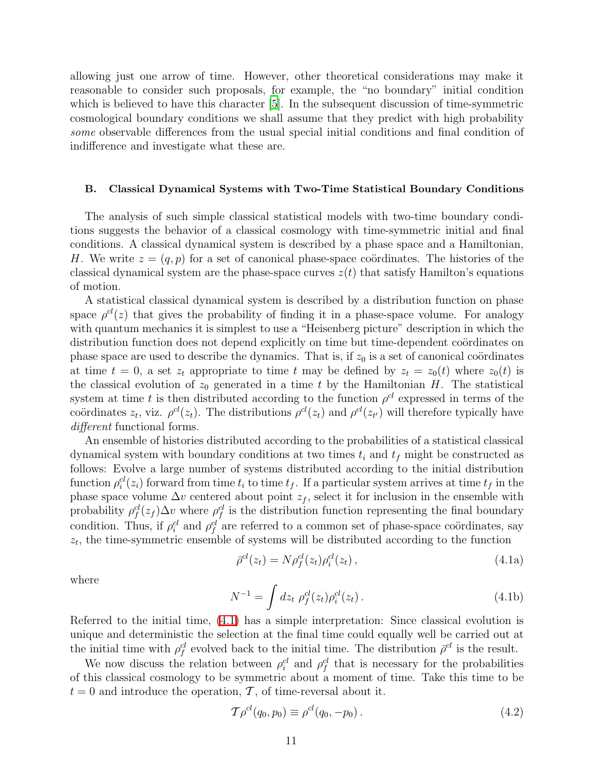allowing just one arrow of time. However, other theoretical considerations may make it reasonable to consider such proposals, for example, the "no boundary" initial condition which is believed to have this character [5]. In the subsequent discussion of time-symmetric cosmological boundary conditions we shall assume that they predict with high probability *some* observable differences from the usual special initial conditions and final condition of indifference and investigate what these are.

### B. Classical Dynamical Systems with Two-Time Statistical Boundary Conditions

The analysis of such simple classical statistical models with two-time boundary conditions suggests the behavior of a classical cosmology with time-symmetric initial and final conditions. A classical dynamical system is described by a phase space and a Hamiltonian, $H$. We write $z = (q, p)$ for a set of canonical phase-space coördinates. The histories of the classical dynamical system are the phase-space curves $z(t)$ that satisfy Hamilton's equations of motion.

A statistical classical dynamical system is described by a distribution function on phase space $\rho^{cl}(z)$ that gives the probability of finding it in a phase-space volume. For analogy with quantum mechanics it is simplest to use a "Heisenberg picture" description in which the distribution function does not depend explicitly on time but time-dependent coördinates on phase space are used to describe the dynamics. That is, if $z_0$ is a set of canonical coördinates at time $t = 0$, a set $z_t$ appropriate to time $t$ may be defined by $z_t = z_0(t)$ where $z_0(t)$ is the classical evolution of $z_0$ generated in a time $t$ by the Hamiltonian $H$. The statistical system at time $t$ is then distributed according to the function $\rho^{cl}$ expressed in terms of the coördinates $z_t$, viz. $\rho^{cl}(z_t)$. The distributions $\rho^{cl}(z_t)$ and $\rho^{cl}(z_{t'})$ will therefore typically have *different* functional forms.

An ensemble of histories distributed according to the probabilities of a statistical classical dynamical system with boundary conditions at two times $t_i$ and $t_f$ might be constructed as follows: Evolve a large number of systems distributed according to the initial distribution function $\rho^{cl}_i(z_i)$ forward from time $t_i$ to time $t_f$. If a particular system arrives at time $t_f$ in the phase space volume $\Delta v$ centered about point $z_f$, select it for inclusion in the ensemble with probability $\rho^{cl}_f(z_f)\Delta v$ where $\rho^{cl}_f$ is the distribution function representing the final boundary condition. Thus, if $\rho^{cl}_i$ and $\rho^{cl}_f$ are referred to a common set of phase-space coördinates, say $z_t$, the time-symmetric ensemble of systems will be distributed according to the function

$$\bar{\rho}^{cl}(z_t) = N \rho^{cl}_f(z_t)\rho^{cl}_i(z_t)\,, \tag{4.1a}$$

where

$$N^{-1} = \int dz_t \; \rho^{cl}_f(z_t)\rho^{cl}_i(z_t)\,. \tag{4.1b}$$

Referred to the initial time, (4.1) has a simple interpretation: Since classical evolution is unique and deterministic the selection at the final time could equally well be carried out at the initial time with $\rho^{cl}_f$ evolved back to the initial time. The distribution $\bar{\rho}^{cl}$ is the result.

We now discuss the relation between $\rho^{cl}_i$ and $\rho^{cl}_f$ that is necessary for the probabilities of this classical cosmology to be symmetric about a moment of time. Take this time to be $t = 0$ and introduce the operation, $\mathcal{T}$, of time-reversal about it.

$$\mathcal{T}\rho^{cl}(q_0, p_0) \equiv \rho^{cl}(q_0, -p_0)\,. \tag{4.2}$$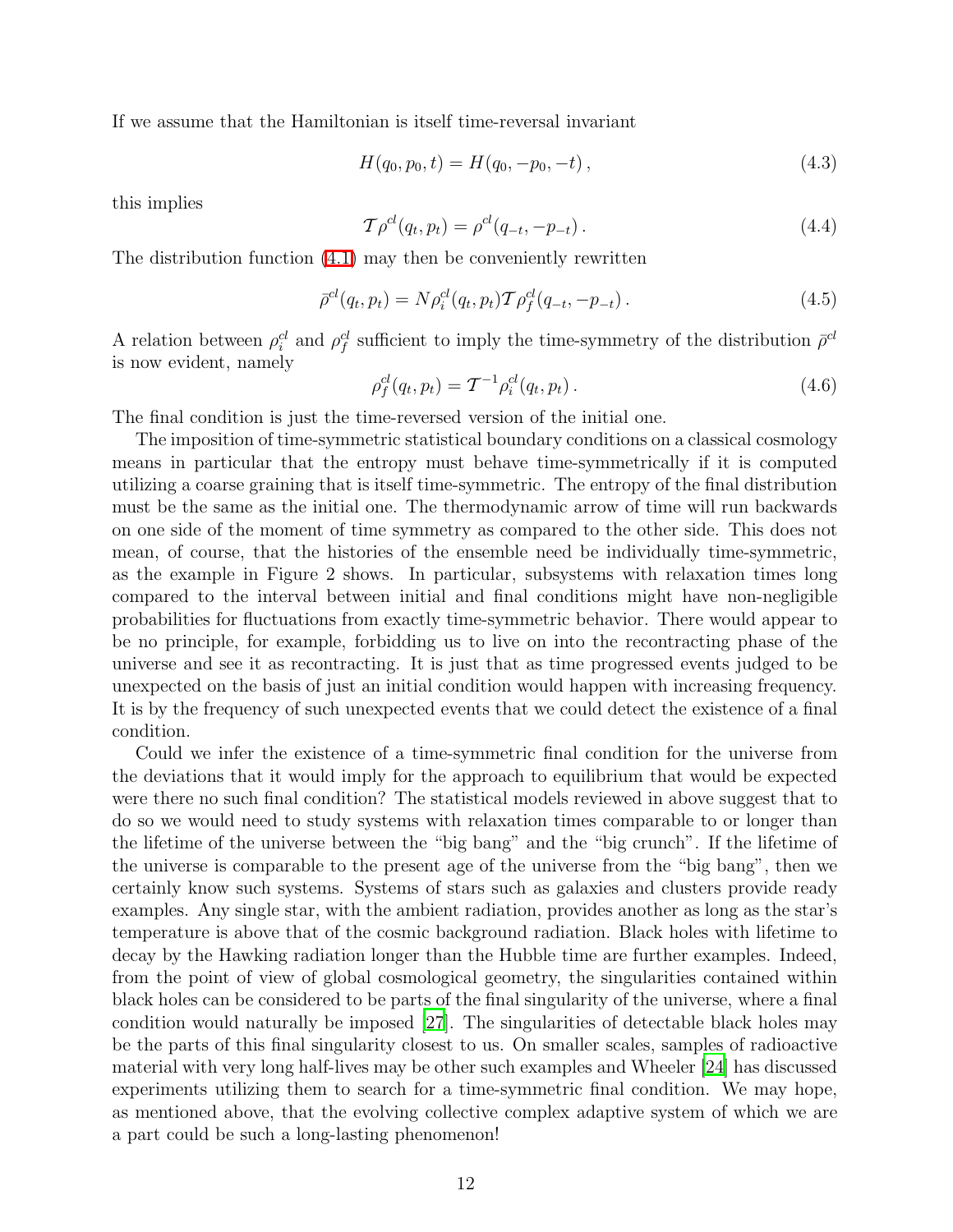If we assume that the Hamiltonian is itself time-reversal invariant

$$H(q_0, p_0, t) = H(q_0, -p_0, -t)\,, \tag{4.3}$$

this implies

$$\mathcal{T}\rho^{cl}(q_t, p_t) = \rho^{cl}(q_{-t}, -p_{-t})\,. \tag{4.4}$$

The distribution function (4.1) may then be conveniently rewritten

$$\bar{\rho}^{cl}(q_t, p_t) = N\rho_i^{cl}(q_t, p_t)\mathcal{T}\rho_f^{cl}(q_{-t}, -p_{-t})\,. \tag{4.5}$$

A relation between $\rho_i^{cl}$ and $\rho_f^{cl}$ sufficient to imply the time-symmetry of the distribution $\bar{\rho}^{cl}$ is now evident, namely

$$\rho_f^{cl}(q_t, p_t) = \mathcal{T}^{-1}\rho_i^{cl}(q_t, p_t)\,. \tag{4.6}$$

The final condition is just the time-reversed version of the initial one.

The imposition of time-symmetric statistical boundary conditions on a classical cosmology means in particular that the entropy must behave time-symmetrically if it is computed utilizing a coarse graining that is itself time-symmetric. The entropy of the final distribution must be the same as the initial one. The thermodynamic arrow of time will run backwards on one side of the moment of time symmetry as compared to the other side. This does not mean, of course, that the histories of the ensemble need be individually time-symmetric, as the example in Figure 2 shows. In particular, subsystems with relaxation times long compared to the interval between initial and final conditions might have non-negligible probabilities for fluctuations from exactly time-symmetric behavior. There would appear to be no principle, for example, forbidding us to live on into the recontracting phase of the universe and see it as recontracting. It is just that as time progressed events judged to be unexpected on the basis of just an initial condition would happen with increasing frequency. It is by the frequency of such unexpected events that we could detect the existence of a final condition.

Could we infer the existence of a time-symmetric final condition for the universe from the deviations that it would imply for the approach to equilibrium that would be expected were there no such final condition? The statistical models reviewed in above suggest that to do so we would need to study systems with relaxation times comparable to or longer than the lifetime of the universe between the "big bang" and the "big crunch". If the lifetime of the universe is comparable to the present age of the universe from the "big bang", then we certainly know such systems. Systems of stars such as galaxies and clusters provide ready examples. Any single star, with the ambient radiation, provides another as long as the star's temperature is above that of the cosmic background radiation. Black holes with lifetime to decay by the Hawking radiation longer than the Hubble time are further examples. Indeed, from the point of view of global cosmological geometry, the singularities contained within black holes can be considered to be parts of the final singularity of the universe, where a final condition would naturally be imposed [27]. The singularities of detectable black holes may be the parts of this final singularity closest to us. On smaller scales, samples of radioactive material with very long half-lives may be other such examples and Wheeler [24] has discussed experiments utilizing them to search for a time-symmetric final condition. We may hope, as mentioned above, that the evolving collective complex adaptive system of which we are a part could be such a long-lasting phenomenon!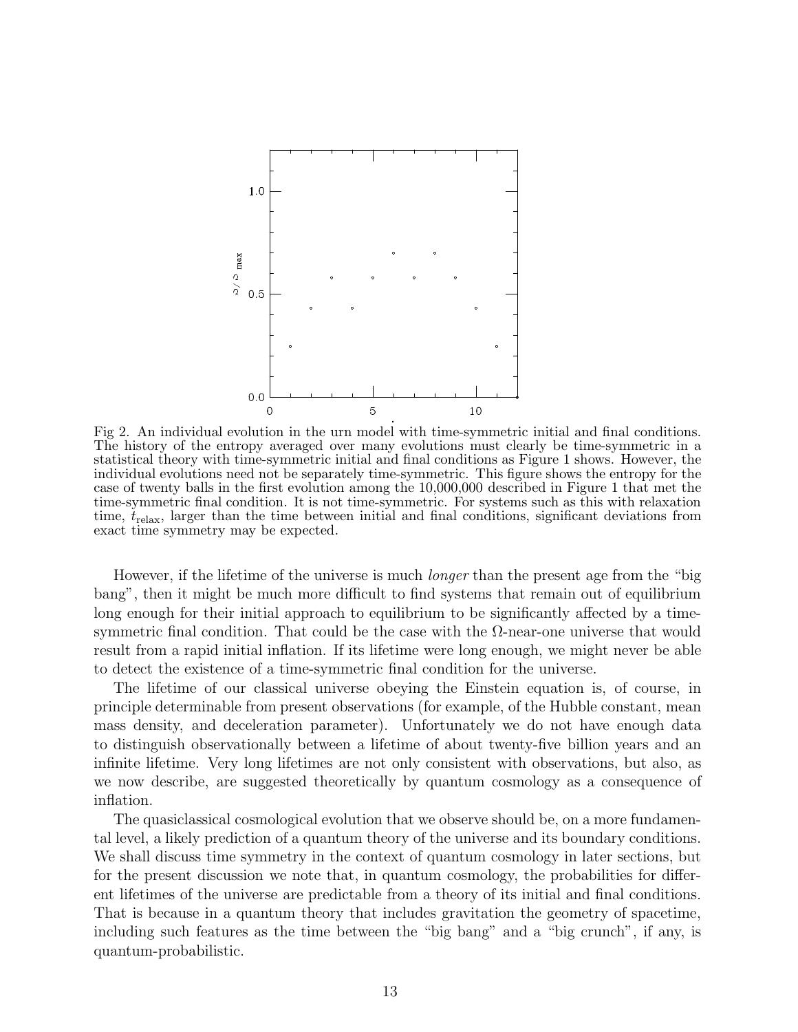Fig 2. An individual evolution in the urn model with time-symmetric initial and final conditions. The history of the entropy averaged over many evolutions must clearly be time-symmetric in a statistical theory with time-symmetric initial and final conditions as Figure 1 shows. However, the individual evolutions need not be separately time-symmetric. This figure shows the entropy for the case of twenty balls in the first evolution among the 10,000,000 described in Figure 1 that met the time-symmetric final condition. It is not time-symmetric. For systems such as this with relaxation time, $t_{\rm relax}$, larger than the time between initial and final conditions, significant deviations from exact time symmetry may be expected.

However, if the lifetime of the universe is much *longer* than the present age from the "big bang", then it might be much more difficult to find systems that remain out of equilibrium long enough for their initial approach to equilibrium to be significantly affected by a time-symmetric final condition. That could be the case with the $\Omega$-near-one universe that would result from a rapid initial inflation. If its lifetime were long enough, we might never be able to detect the existence of a time-symmetric final condition for the universe.

The lifetime of our classical universe obeying the Einstein equation is, of course, in principle determinable from present observations (for example, of the Hubble constant, mean mass density, and deceleration parameter). Unfortunately we do not have enough data to distinguish observationally between a lifetime of about twenty-five billion years and an infinite lifetime. Very long lifetimes are not only consistent with observations, but also, as we now describe, are suggested theoretically by quantum cosmology as a consequence of inflation.

The quasiclassical cosmological evolution that we observe should be, on a more fundamental level, a likely prediction of a quantum theory of the universe and its boundary conditions. We shall discuss time symmetry in the context of quantum cosmology in later sections, but for the present discussion we note that, in quantum cosmology, the probabilities for different lifetimes of the universe are predictable from a theory of its initial and final conditions. That is because in a quantum theory that includes gravitation the geometry of spacetime, including such features as the time between the "big bang" and a "big crunch", if any, is quantum-probabilistic.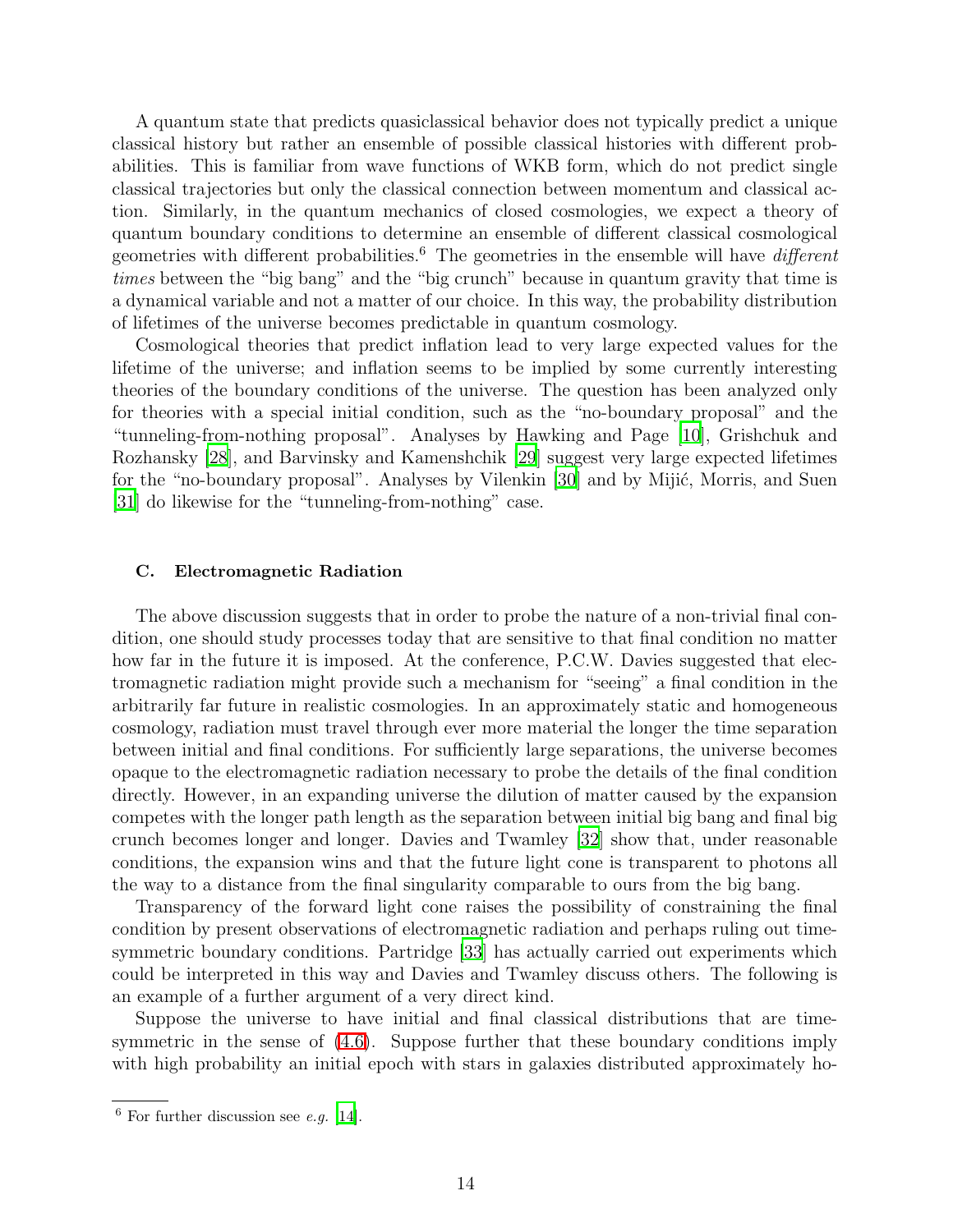A quantum state that predicts quasiclassical behavior does not typically predict a unique classical history but rather an ensemble of possible classical histories with different probabilities. This is familiar from wave functions of WKB form, which do not predict single classical trajectories but only the classical connection between momentum and classical action. Similarly, in the quantum mechanics of closed cosmologies, we expect a theory of quantum boundary conditions to determine an ensemble of different classical cosmological geometries with different probabilities.[6] The geometries in the ensemble will have *different times* between the "big bang" and the "big crunch" because in quantum gravity that time is a dynamical variable and not a matter of our choice. In this way, the probability distribution of lifetimes of the universe becomes predictable in quantum cosmology.

Cosmological theories that predict inflation lead to very large expected values for the lifetime of the universe; and inflation seems to be implied by some currently interesting theories of the boundary conditions of the universe. The question has been analyzed only for theories with a special initial condition, such as the "no-boundary proposal" and the "tunneling-from-nothing proposal". Analyses by Hawking and Page [10], Grishchuk and Rozhansky [28], and Barvinsky and Kamenshchik [29] suggest very large expected lifetimes for the "no-boundary proposal". Analyses by Vilenkin [30] and by Mijić, Morris, and Suen [31] do likewise for the "tunneling-from-nothing" case.

### C. Electromagnetic Radiation

The above discussion suggests that in order to probe the nature of a non-trivial final condition, one should study processes today that are sensitive to that final condition no matter how far in the future it is imposed. At the conference, P.C.W. Davies suggested that electromagnetic radiation might provide such a mechanism for "seeing" a final condition in the arbitrarily far future in realistic cosmologies. In an approximately static and homogeneous cosmology, radiation must travel through ever more material the longer the time separation between initial and final conditions. For sufficiently large separations, the universe becomes opaque to the electromagnetic radiation necessary to probe the details of the final condition directly. However, in an expanding universe the dilution of matter caused by the expansion competes with the longer path length as the separation between initial big bang and final big crunch becomes longer and longer. Davies and Twamley [32] show that, under reasonable conditions, the expansion wins and that the future light cone is transparent to photons all the way to a distance from the final singularity comparable to ours from the big bang.

Transparency of the forward light cone raises the possibility of constraining the final condition by present observations of electromagnetic radiation and perhaps ruling out time-symmetric boundary conditions. Partridge [33] has actually carried out experiments which could be interpreted in this way and Davies and Twamley discuss others. The following is an example of a further argument of a very direct kind.

Suppose the universe to have initial and final classical distributions that are time-symmetric in the sense of (4.6). Suppose further that these boundary conditions imply with high probability an initial epoch with stars in galaxies distributed approximately ho-

[6] For further discussion see *e.g.* [14].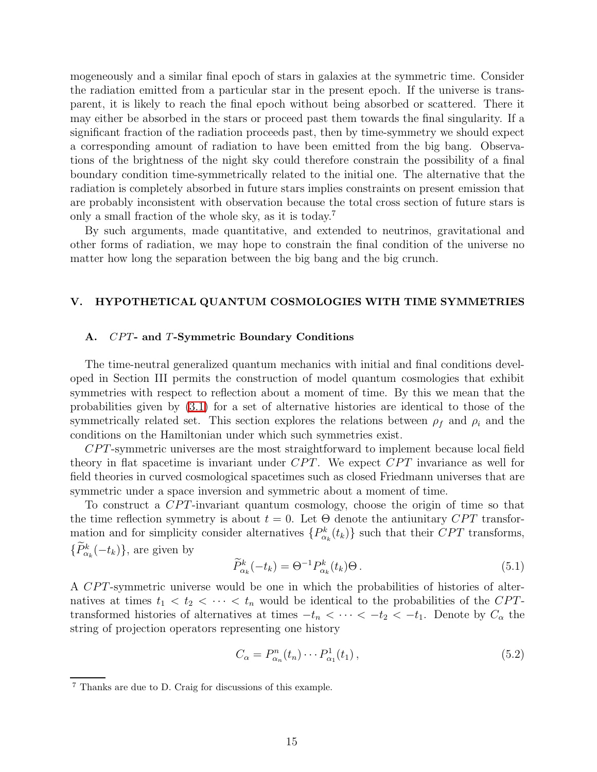mogeneously and a similar final epoch of stars in galaxies at the symmetric time. Consider the radiation emitted from a particular star in the present epoch. If the universe is transparent, it is likely to reach the final epoch without being absorbed or scattered. There it may either be absorbed in the stars or proceed past them towards the final singularity. If a significant fraction of the radiation proceeds past, then by time-symmetry we should expect a corresponding amount of radiation to have been emitted from the big bang. Observations of the brightness of the night sky could therefore constrain the possibility of a final boundary condition time-symmetrically related to the initial one. The alternative that the radiation is completely absorbed in future stars implies constraints on present emission that are probably inconsistent with observation because the total cross section of future stars is only a small fraction of the whole sky, as it is today.[7]

By such arguments, made quantitative, and extended to neutrinos, gravitational and other forms of radiation, we may hope to constrain the final condition of the universe no matter how long the separation between the big bang and the big crunch.

## V. HYPOTHETICAL QUANTUM COSMOLOGIES WITH TIME SYMMETRIES

### A. $CPT$- and $T$-Symmetric Boundary Conditions

The time-neutral generalized quantum mechanics with initial and final conditions developed in Section III permits the construction of model quantum cosmologies that exhibit symmetries with respect to reflection about a moment of time. By this we mean that the probabilities given by (3.1) for a set of alternative histories are identical to those of the symmetrically related set. This section explores the relations between $\rho_f$ and $\rho_i$ and the conditions on the Hamiltonian under which such symmetries exist.

$CPT$-symmetric universes are the most straightforward to implement because local field theory in flat spacetime is invariant under $CPT$. We expect $CPT$ invariance as well for field theories in curved cosmological spacetimes such as closed Friedmann universes that are symmetric under a space inversion and symmetric about a moment of time.

To construct a $CPT$-invariant quantum cosmology, choose the origin of time so that the time reflection symmetry is about $t = 0$. Let $\Theta$ denote the antiunitary $CPT$ transformation and for simplicity consider alternatives $\{P^k_{\alpha_k}(t_k)\}$ such that their $CPT$ transforms, $\{\widetilde{P}^k_{\alpha_k}(-t_k)\}$, are given by

$$\widetilde{P}^k_{\alpha_k}(-t_k) = \Theta^{-1} P^k_{\alpha_k}(t_k)\Theta \,. \tag{5.1}$$

A $CPT$-symmetric universe would be one in which the probabilities of histories of alternatives at times $t_1 < t_2 < \cdots < t_n$ would be identical to the probabilities of the $CPT$-transformed histories of alternatives at times $-t_n < \cdots < -t_2 < -t_1$. Denote by $C_\alpha$ the string of projection operators representing one history

$$C_\alpha = P^n_{\alpha_n}(t_n) \cdots P^1_{\alpha_1}(t_1) \,, \tag{5.2}$$

[7] Thanks are due to D. Craig for discussions of this example.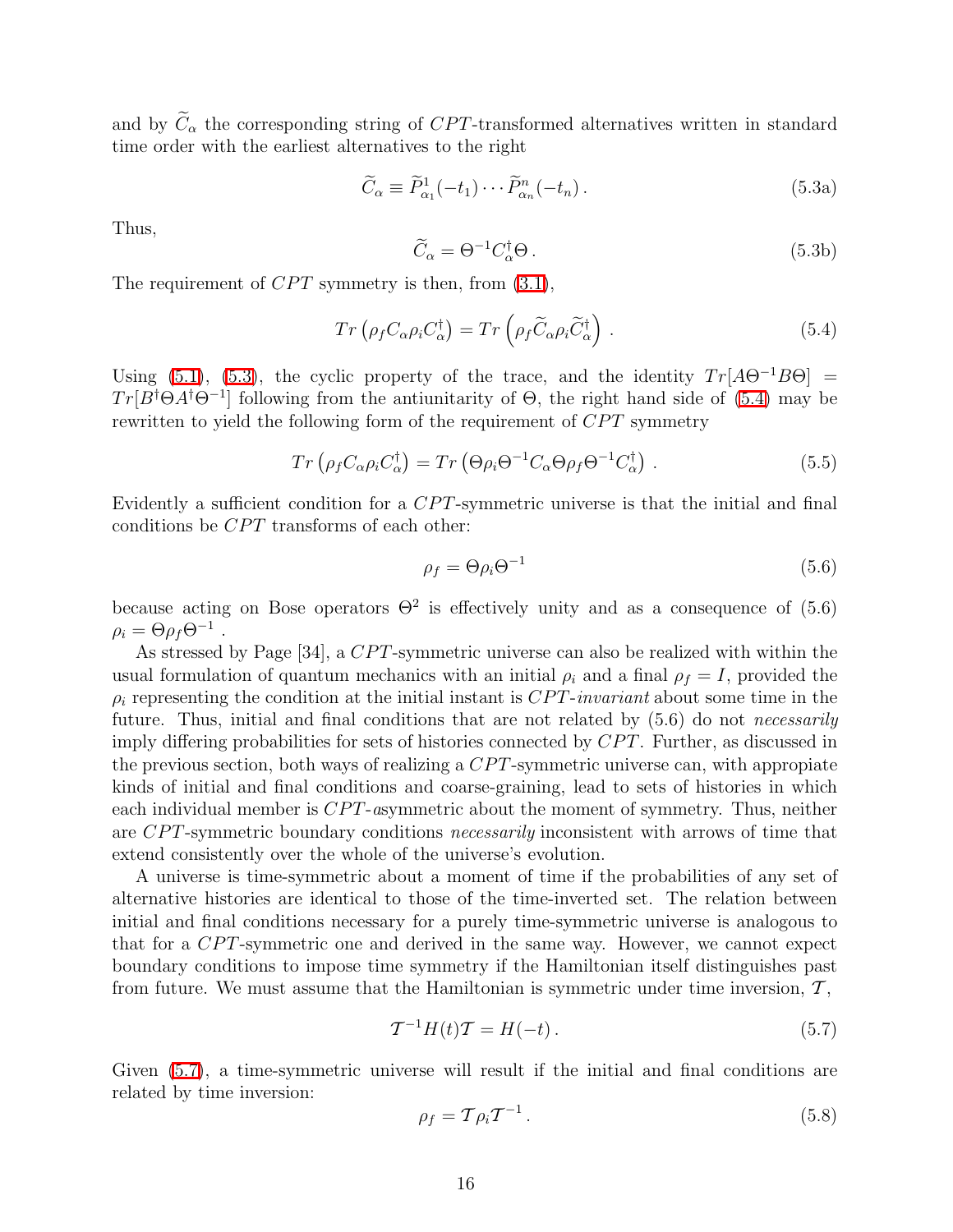and by $\widetilde{C}_\alpha$ the corresponding string of $CPT$-transformed alternatives written in standard time order with the earliest alternatives to the right

$$\widetilde{C}_\alpha \equiv \widetilde{P}^1_{\alpha_1}(-t_1) \cdots \widetilde{P}^n_{\alpha_n}(-t_n)\,. \tag{5.3a}$$

Thus,

$$\widetilde{C}_\alpha = \Theta^{-1} C^\dagger_\alpha \Theta\,. \tag{5.3b}$$

The requirement of $CPT$ symmetry is then, from (3.1),

$$Tr\left(\rho_f C_\alpha \rho_i C^\dagger_\alpha\right) = Tr\left(\rho_f \widetilde{C}_\alpha \rho_i \widetilde{C}^\dagger_\alpha\right)\,. \tag{5.4}$$

Using (5.1), (5.3), the cyclic property of the trace, and the identity $Tr[A\Theta^{-1}B\Theta] = Tr[B^\dagger \Theta A^\dagger \Theta^{-1}]$ following from the antiunitarity of $\Theta$, the right hand side of (5.4) may be rewritten to yield the following form of the requirement of $CPT$ symmetry

$$Tr\left(\rho_f C_\alpha \rho_i C^\dagger_\alpha\right) = Tr\left(\Theta \rho_i \Theta^{-1} C_\alpha \Theta \rho_f \Theta^{-1} C^\dagger_\alpha\right)\,. \tag{5.5}$$

Evidently a sufficient condition for a $CPT$-symmetric universe is that the initial and final conditions be $CPT$ transforms of each other:

$$\rho_f = \Theta \rho_i \Theta^{-1} \tag{5.6}$$

because acting on Bose operators $\Theta^2$ is effectively unity and as a consequence of (5.6) $\rho_i = \Theta \rho_f \Theta^{-1}$ .

As stressed by Page [34], a $CPT$-symmetric universe can also be realized with within the usual formulation of quantum mechanics with an initial $\rho_i$ and a final $\rho_f = I$, provided the $\rho_i$ representing the condition at the initial instant is $CPT$-*invariant* about some time in the future. Thus, initial and final conditions that are not related by (5.6) do not *necessarily* imply differing probabilities for sets of histories connected by $CPT$. Further, as discussed in the previous section, both ways of realizing a $CPT$-symmetric universe can, with appropiate kinds of initial and final conditions and coarse-graining, lead to sets of histories in which each individual member is $CPT$-*a*symmetric about the moment of symmetry. Thus, neither are $CPT$-symmetric boundary conditions *necessarily* inconsistent with arrows of time that extend consistently over the whole of the universe's evolution.

A universe is time-symmetric about a moment of time if the probabilities of any set of alternative histories are identical to those of the time-inverted set. The relation between initial and final conditions necessary for a purely time-symmetric universe is analogous to that for a $CPT$-symmetric one and derived in the same way. However, we cannot expect boundary conditions to impose time symmetry if the Hamiltonian itself distinguishes past from future. We must assume that the Hamiltonian is symmetric under time inversion, $\mathcal{T}$,

$$\mathcal{T}^{-1} H(t) \mathcal{T} = H(-t)\,. \tag{5.7}$$

Given (5.7), a time-symmetric universe will result if the initial and final conditions are related by time inversion:

$$\rho_f = \mathcal{T} \rho_i \mathcal{T}^{-1}\,. \tag{5.8}$$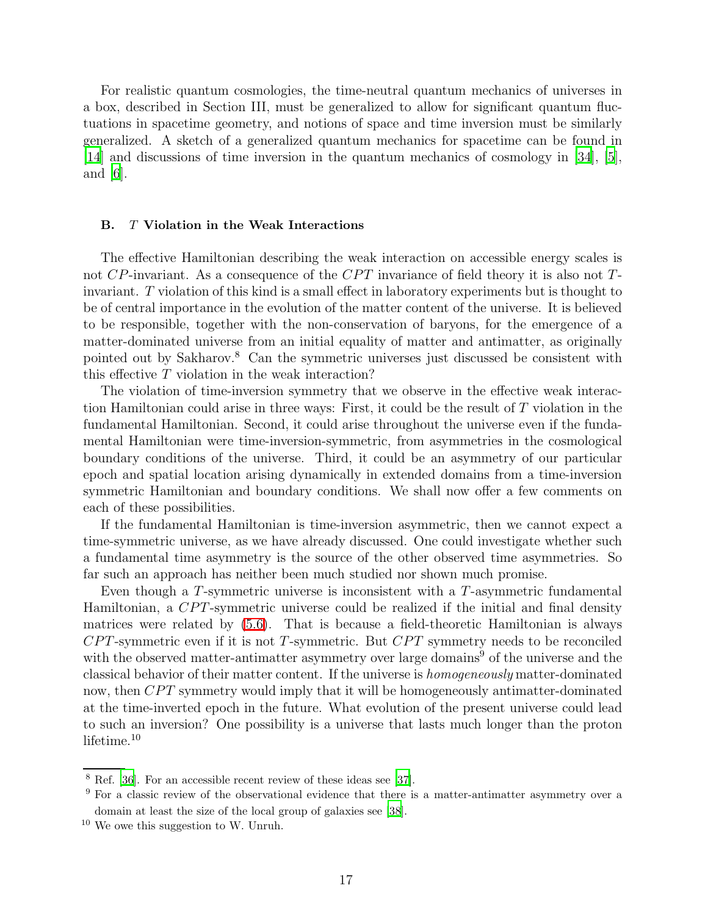For realistic quantum cosmologies, the time-neutral quantum mechanics of universes in a box, described in Section III, must be generalized to allow for significant quantum fluctuations in spacetime geometry, and notions of space and time inversion must be similarly generalized. A sketch of a generalized quantum mechanics for spacetime can be found in [14] and discussions of time inversion in the quantum mechanics of cosmology in [34], [5], and [6].

### B. $T$ Violation in the Weak Interactions

The effective Hamiltonian describing the weak interaction on accessible energy scales is not $CP$-invariant. As a consequence of the $CPT$ invariance of field theory it is also not $T$-invariant. $T$ violation of this kind is a small effect in laboratory experiments but is thought to be of central importance in the evolution of the matter content of the universe. It is believed to be responsible, together with the non-conservation of baryons, for the emergence of a matter-dominated universe from an initial equality of matter and antimatter, as originally pointed out by Sakharov.[8] Can the symmetric universes just discussed be consistent with this effective $T$ violation in the weak interaction?

The violation of time-inversion symmetry that we observe in the effective weak interaction Hamiltonian could arise in three ways: First, it could be the result of $T$ violation in the fundamental Hamiltonian. Second, it could arise throughout the universe even if the fundamental Hamiltonian were time-inversion-symmetric, from asymmetries in the cosmological boundary conditions of the universe. Third, it could be an asymmetry of our particular epoch and spatial location arising dynamically in extended domains from a time-inversion symmetric Hamiltonian and boundary conditions. We shall now offer a few comments on each of these possibilities.

If the fundamental Hamiltonian is time-inversion asymmetric, then we cannot expect a time-symmetric universe, as we have already discussed. One could investigate whether such a fundamental time asymmetry is the source of the other observed time asymmetries. So far such an approach has neither been much studied nor shown much promise.

Even though a $T$-symmetric universe is inconsistent with a $T$-asymmetric fundamental Hamiltonian, a $CPT$-symmetric universe could be realized if the initial and final density matrices were related by (5.6). That is because a field-theoretic Hamiltonian is always $CPT$-symmetric even if it is not $T$-symmetric. But $CPT$ symmetry needs to be reconciled with the observed matter-antimatter asymmetry over large domains[9] of the universe and the classical behavior of their matter content. If the universe is *homogeneously* matter-dominated now, then $CPT$ symmetry would imply that it will be homogeneously antimatter-dominated at the time-inverted epoch in the future. What evolution of the present universe could lead to such an inversion? One possibility is a universe that lasts much longer than the proton lifetime.[10]

---

[8] Ref. [36]. For an accessible recent review of these ideas see [37].

[9] For a classic review of the observational evidence that there is a matter-antimatter asymmetry over a domain at least the size of the local group of galaxies see [38].

[10] We owe this suggestion to W. Unruh.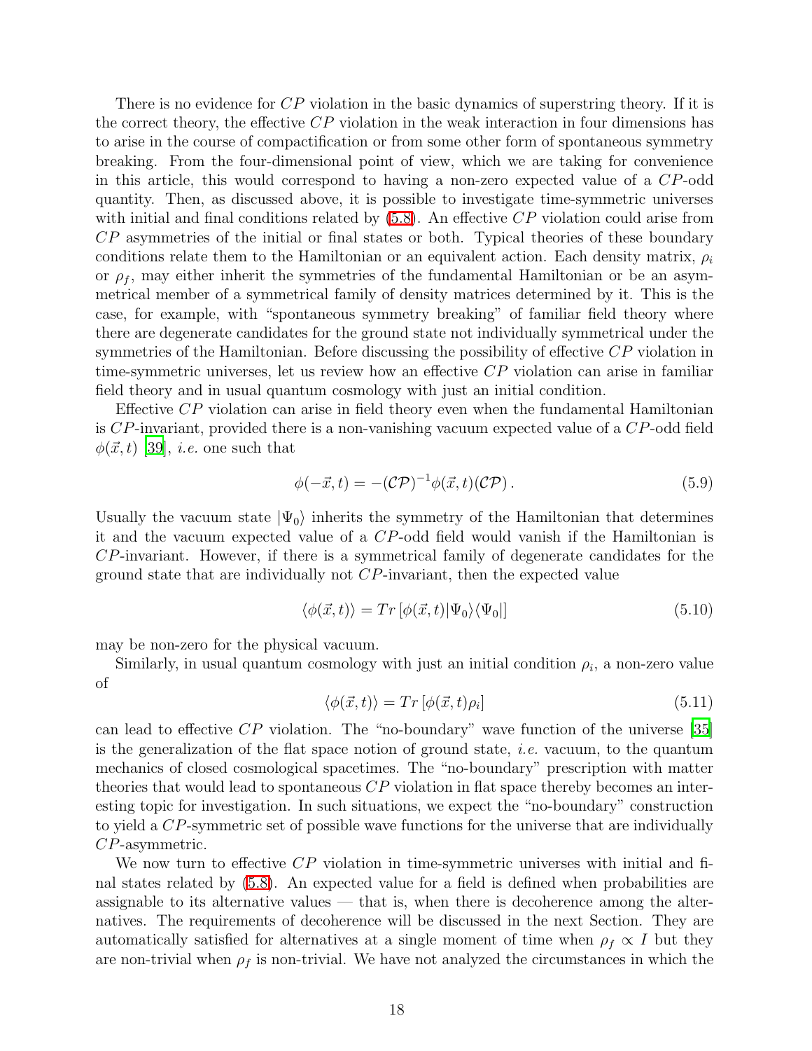There is no evidence for $CP$ violation in the basic dynamics of superstring theory. If it is the correct theory, the effective $CP$ violation in the weak interaction in four dimensions has to arise in the course of compactification or from some other form of spontaneous symmetry breaking. From the four-dimensional point of view, which we are taking for convenience in this article, this would correspond to having a non-zero expected value of a $CP$-odd quantity. Then, as discussed above, it is possible to investigate time-symmetric universes with initial and final conditions related by (5.8). An effective $CP$ violation could arise from $CP$ asymmetries of the initial or final states or both. Typical theories of these boundary conditions relate them to the Hamiltonian or an equivalent action. Each density matrix, $\rho_i$ or $\rho_f$, may either inherit the symmetries of the fundamental Hamiltonian or be an asymmetrical member of a symmetrical family of density matrices determined by it. This is the case, for example, with "spontaneous symmetry breaking" of familiar field theory where there are degenerate candidates for the ground state not individually symmetrical under the symmetries of the Hamiltonian. Before discussing the possibility of effective $CP$ violation in time-symmetric universes, let us review how an effective $CP$ violation can arise in familiar field theory and in usual quantum cosmology with just an initial condition.

Effective $CP$ violation can arise in field theory even when the fundamental Hamiltonian is $CP$-invariant, provided there is a non-vanishing vacuum expected value of a $CP$-odd field $\phi(\vec{x},t)$ [39], *i.e.* one such that

$$\phi(-\vec{x},t) = -(\mathcal{CP})^{-1}\phi(\vec{x},t)(\mathcal{CP})\,. \tag{5.9}$$

Usually the vacuum state $|\Psi_0\rangle$ inherits the symmetry of the Hamiltonian that determines it and the vacuum expected value of a $CP$-odd field would vanish if the Hamiltonian is $CP$-invariant. However, if there is a symmetrical family of degenerate candidates for the ground state that are individually not $CP$-invariant, then the expected value

$$\langle\phi(\vec{x},t)\rangle = Tr\left[\phi(\vec{x},t)|\Psi_0\rangle\langle\Psi_0|\right] \tag{5.10}$$

may be non-zero for the physical vacuum.

Similarly, in usual quantum cosmology with just an initial condition $\rho_i$, a non-zero value of

$$\langle\phi(\vec{x},t)\rangle = Tr\left[\phi(\vec{x},t)\rho_i\right] \tag{5.11}$$

can lead to effective $CP$ violation. The "no-boundary" wave function of the universe [35] is the generalization of the flat space notion of ground state, *i.e.* vacuum, to the quantum mechanics of closed cosmological spacetimes. The "no-boundary" prescription with matter theories that would lead to spontaneous $CP$ violation in flat space thereby becomes an interesting topic for investigation. In such situations, we expect the "no-boundary" construction to yield a $CP$-symmetric set of possible wave functions for the universe that are individually $CP$-asymmetric.

We now turn to effective $CP$ violation in time-symmetric universes with initial and final states related by (5.8). An expected value for a field is defined when probabilities are assignable to its alternative values — that is, when there is decoherence among the alternatives. The requirements of decoherence will be discussed in the next Section. They are automatically satisfied for alternatives at a single moment of time when $\rho_f \propto I$ but they are non-trivial when $\rho_f$ is non-trivial. We have not analyzed the circumstances in which the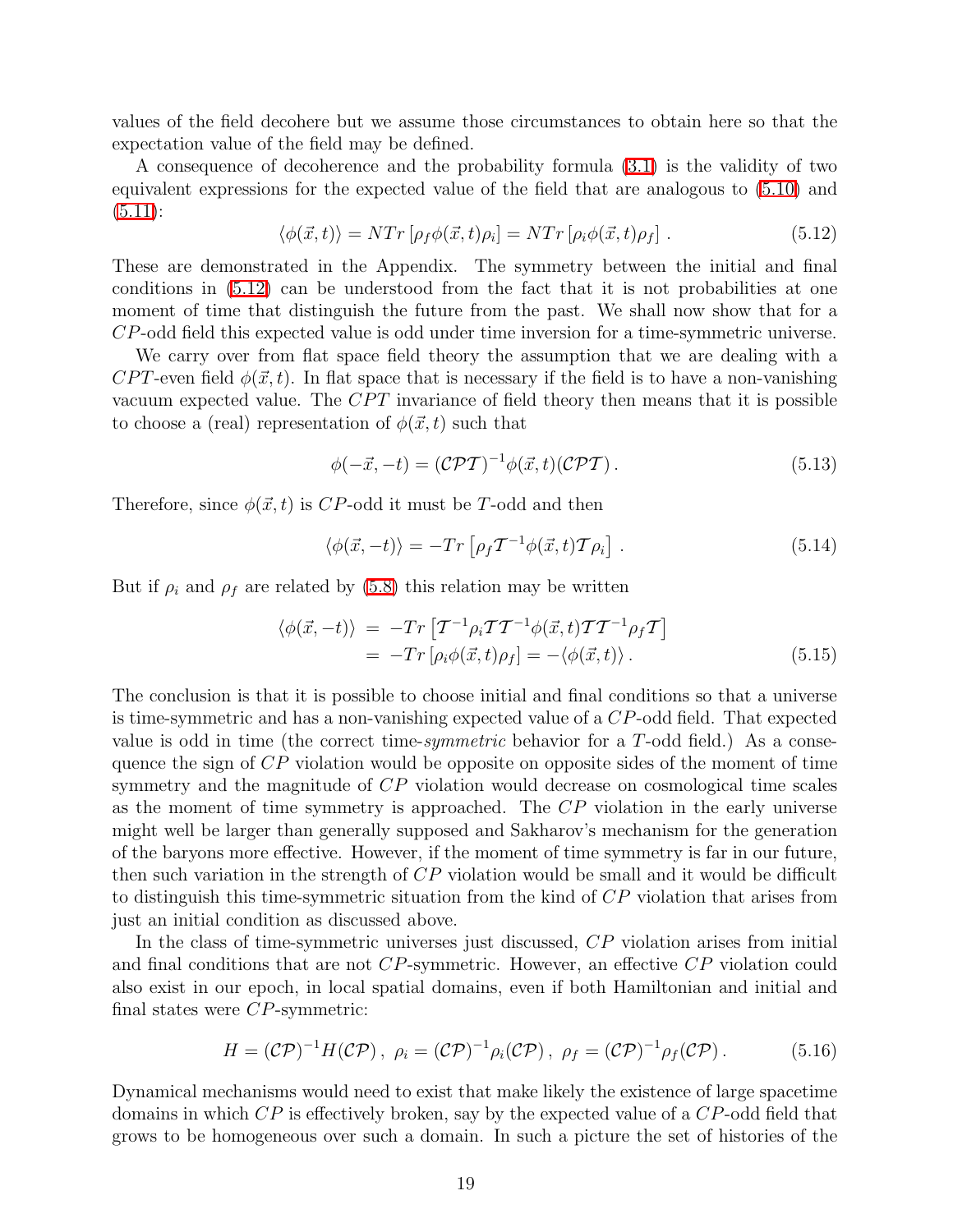values of the field decohere but we assume those circumstances to obtain here so that the expectation value of the field may be defined.

A consequence of decoherence and the probability formula (3.1) is the validity of two equivalent expressions for the expected value of the field that are analogous to (5.10) and (5.11):

$$\langle\phi(\vec{x},t)\rangle = NTr\left[\rho_f \phi(\vec{x},t)\rho_i\right] = NTr\left[\rho_i \phi(\vec{x},t)\rho_f\right] . \tag{5.12}$$

These are demonstrated in the Appendix. The symmetry between the initial and final conditions in (5.12) can be understood from the fact that it is not probabilities at one moment of time that distinguish the future from the past. We shall now show that for a $CP$-odd field this expected value is odd under time inversion for a time-symmetric universe.

We carry over from flat space field theory the assumption that we are dealing with a $CPT$-even field $\phi(\vec{x},t)$. In flat space that is necessary if the field is to have a non-vanishing vacuum expected value. The $CPT$ invariance of field theory then means that it is possible to choose a (real) representation of $\phi(\vec{x},t)$ such that

$$\phi(-\vec{x},-t) = (\mathcal{CPT})^{-1}\phi(\vec{x},t)(\mathcal{CPT}) . \tag{5.13}$$

Therefore, since $\phi(\vec{x},t)$ is $CP$-odd it must be $T$-odd and then

$$\langle\phi(\vec{x},-t)\rangle = -Tr\left[\rho_f \mathcal{T}^{-1}\phi(\vec{x},t)\mathcal{T}\rho_i\right] . \tag{5.14}$$

But if $\rho_i$ and $\rho_f$ are related by (5.8) this relation may be written

$$\begin{aligned}\langle\phi(\vec{x},-t)\rangle &= -Tr\left[\mathcal{T}^{-1}\rho_i\mathcal{T}\mathcal{T}^{-1}\phi(\vec{x},t)\mathcal{T}\mathcal{T}^{-1}\rho_f\mathcal{T}\right] \\ &= -Tr\left[\rho_i\phi(\vec{x},t)\rho_f\right] = -\langle\phi(\vec{x},t)\rangle .\end{aligned} \tag{5.15}$$

The conclusion is that it is possible to choose initial and final conditions so that a universe is time-symmetric and has a non-vanishing expected value of a $CP$-odd field. That expected value is odd in time (the correct time-*symmetric* behavior for a $T$-odd field.) As a consequence the sign of $CP$ violation would be opposite on opposite sides of the moment of time symmetry and the magnitude of $CP$ violation would decrease on cosmological time scales as the moment of time symmetry is approached. The $CP$ violation in the early universe might well be larger than generally supposed and Sakharov's mechanism for the generation of the baryons more effective. However, if the moment of time symmetry is far in our future, then such variation in the strength of $CP$ violation would be small and it would be difficult to distinguish this time-symmetric situation from the kind of $CP$ violation that arises from just an initial condition as discussed above.

In the class of time-symmetric universes just discussed, $CP$ violation arises from initial and final conditions that are not $CP$-symmetric. However, an effective $CP$ violation could also exist in our epoch, in local spatial domains, even if both Hamiltonian and initial and final states were $CP$-symmetric:

$$H = (\mathcal{CP})^{-1}H(\mathcal{CP}) ,\ \rho_i = (\mathcal{CP})^{-1}\rho_i(\mathcal{CP}) ,\ \rho_f = (\mathcal{CP})^{-1}\rho_f(\mathcal{CP}) . \tag{5.16}$$

Dynamical mechanisms would need to exist that make likely the existence of large spacetime domains in which $CP$ is effectively broken, say by the expected value of a $CP$-odd field that grows to be homogeneous over such a domain. In such a picture the set of histories of the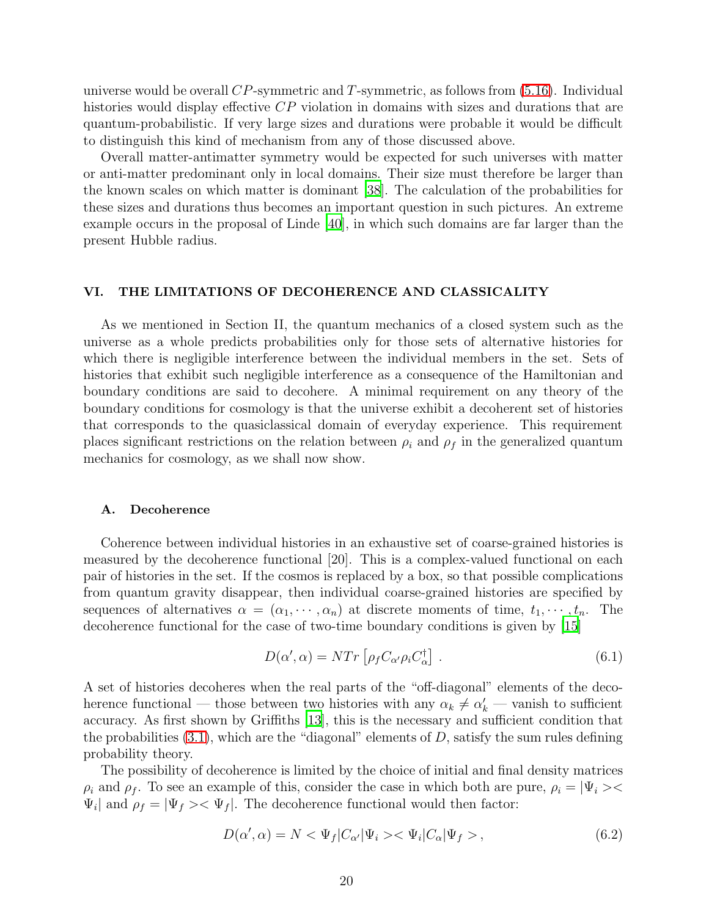universe would be overall $CP$-symmetric and $T$-symmetric, as follows from (5.16). Individual histories would display effective $CP$ violation in domains with sizes and durations that are quantum-probabilistic. If very large sizes and durations were probable it would be difficult to distinguish this kind of mechanism from any of those discussed above.

Overall matter-antimatter symmetry would be expected for such universes with matter or anti-matter predominant only in local domains. Their size must therefore be larger than the known scales on which matter is dominant [38]. The calculation of the probabilities for these sizes and durations thus becomes an important question in such pictures. An extreme example occurs in the proposal of Linde [40], in which such domains are far larger than the present Hubble radius.

## VI. THE LIMITATIONS OF DECOHERENCE AND CLASSICALITY

As we mentioned in Section II, the quantum mechanics of a closed system such as the universe as a whole predicts probabilities only for those sets of alternative histories for which there is negligible interference between the individual members in the set. Sets of histories that exhibit such negligible interference as a consequence of the Hamiltonian and boundary conditions are said to decohere. A minimal requirement on any theory of the boundary conditions for cosmology is that the universe exhibit a decoherent set of histories that corresponds to the quasiclassical domain of everyday experience. This requirement places significant restrictions on the relation between $\rho_i$ and $\rho_f$ in the generalized quantum mechanics for cosmology, as we shall now show.

### A. Decoherence

Coherence between individual histories in an exhaustive set of coarse-grained histories is measured by the decoherence functional [20]. This is a complex-valued functional on each pair of histories in the set. If the cosmos is replaced by a box, so that possible complications from quantum gravity disappear, then individual coarse-grained histories are specified by sequences of alternatives $\alpha = (\alpha_1, \cdots, \alpha_n)$ at discrete moments of time, $t_1, \cdots, t_n$. The decoherence functional for the case of two-time boundary conditions is given by [15]

$$D(\alpha', \alpha) = N Tr \left[\rho_f C_{\alpha'} \rho_i C_\alpha^\dagger\right] . \tag{6.1}$$

A set of histories decoheres when the real parts of the "off-diagonal" elements of the decoherence functional — those between two histories with any $\alpha_k \neq \alpha'_k$ — vanish to sufficient accuracy. As first shown by Griffiths [13], this is the necessary and sufficient condition that the probabilities (3.1), which are the "diagonal" elements of $D$, satisfy the sum rules defining probability theory.

The possibility of decoherence is limited by the choice of initial and final density matrices $\rho_i$ and $\rho_f$. To see an example of this, consider the case in which both are pure, $\rho_i = |\Psi_i><\Psi_i|$ and $\rho_f = |\Psi_f><\Psi_f|$. The decoherence functional would then factor:

$$D(\alpha', \alpha) = N <\Psi_f|C_{\alpha'}|\Psi_i><\Psi_i|C_\alpha|\Psi_f> , \tag{6.2}$$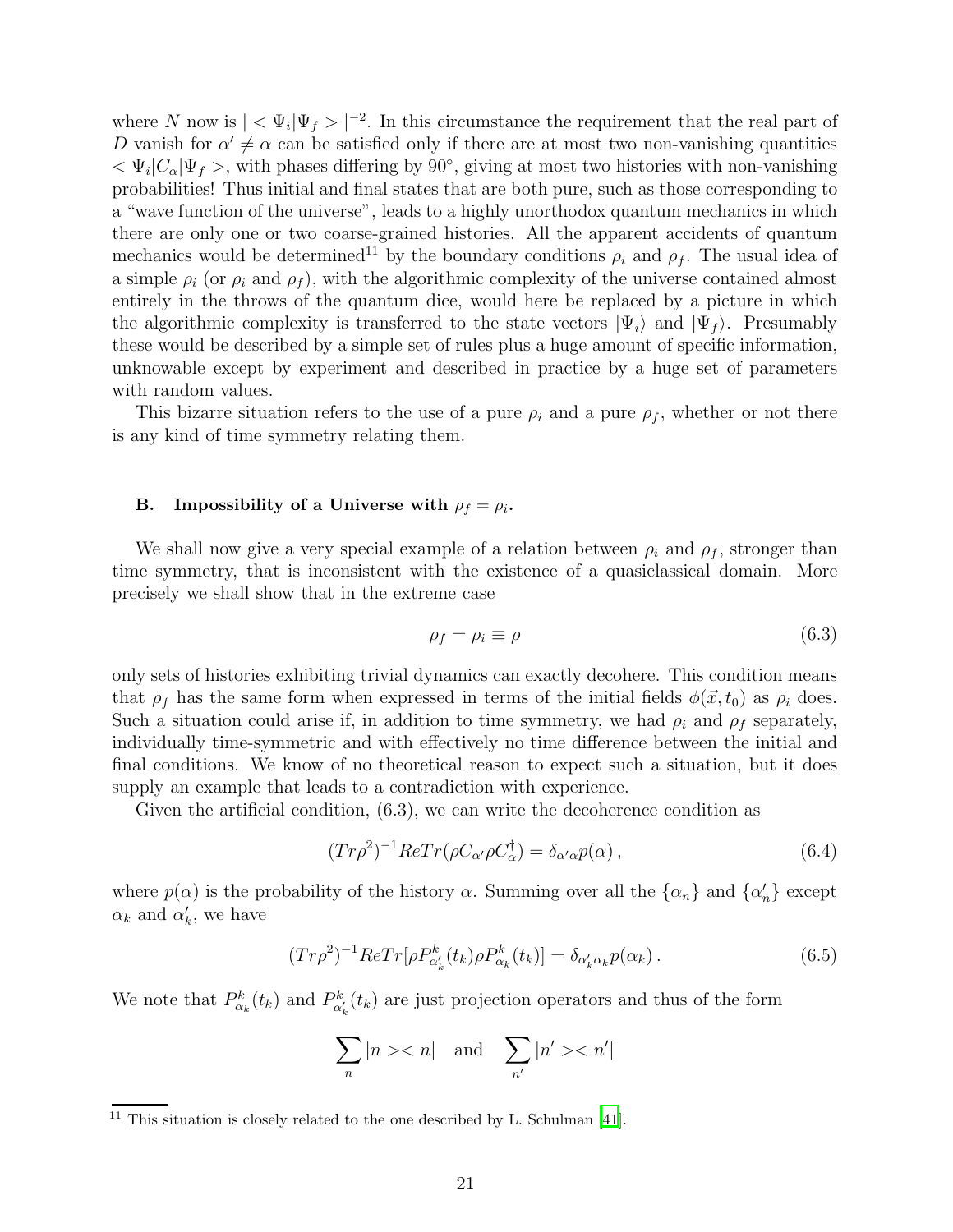where $N$ now is $| < \Psi_i | \Psi_f > |^{-2}$. In this circumstance the requirement that the real part of $D$ vanish for $\alpha' \neq \alpha$ can be satisfied only if there are at most two non-vanishing quantities $< \Psi_i | C_\alpha | \Psi_f >$, with phases differing by 90°, giving at most two histories with non-vanishing probabilities! Thus initial and final states that are both pure, such as those corresponding to a "wave function of the universe", leads to a highly unorthodox quantum mechanics in which there are only one or two coarse-grained histories. All the apparent accidents of quantum mechanics would be determined[11] by the boundary conditions $\rho_i$ and $\rho_f$. The usual idea of a simple $\rho_i$ (or $\rho_i$ and $\rho_f$), with the algorithmic complexity of the universe contained almost entirely in the throws of the quantum dice, would here be replaced by a picture in which the algorithmic complexity is transferred to the state vectors $|\Psi_i\rangle$ and $|\Psi_f\rangle$. Presumably these would be described by a simple set of rules plus a huge amount of specific information, unknowable except by experiment and described in practice by a huge set of parameters with random values.

This bizarre situation refers to the use of a pure $\rho_i$ and a pure $\rho_f$, whether or not there is any kind of time symmetry relating them.

### B. Impossibility of a Universe with $\rho_f = \rho_i$.

We shall now give a very special example of a relation between $\rho_i$ and $\rho_f$, stronger than time symmetry, that is inconsistent with the existence of a quasiclassical domain. More precisely we shall show that in the extreme case

$$\rho_f = \rho_i \equiv \rho \tag{6.3}$$

only sets of histories exhibiting trivial dynamics can exactly decohere. This condition means that $\rho_f$ has the same form when expressed in terms of the initial fields $\phi(\vec{x}, t_0)$ as $\rho_i$ does. Such a situation could arise if, in addition to time symmetry, we had $\rho_i$ and $\rho_f$ separately, individually time-symmetric and with effectively no time difference between the initial and final conditions. We know of no theoretical reason to expect such a situation, but it does supply an example that leads to a contradiction with experience.

Given the artificial condition, (6.3), we can write the decoherence condition as

$$(Tr\rho^2)^{-1} ReTr(\rho C_{\alpha'} \rho C_\alpha^\dagger) = \delta_{\alpha'\alpha} p(\alpha)\,, \tag{6.4}$$

where $p(\alpha)$ is the probability of the history $\alpha$. Summing over all the $\{\alpha_n\}$ and $\{\alpha'_n\}$ except $\alpha_k$ and $\alpha'_k$, we have

$$(Tr\rho^2)^{-1} ReTr[\rho P^k_{\alpha'_k}(t_k) \rho P^k_{\alpha_k}(t_k)] = \delta_{\alpha'_k \alpha_k} p(\alpha_k)\,. \tag{6.5}$$

We note that $P^k_{\alpha_k}(t_k)$ and $P^k_{\alpha'_k}(t_k)$ are just projection operators and thus of the form

$$\sum_n |n><n| \quad \text{and} \quad \sum_{n'} |n'><n'|$$

[11] This situation is closely related to the one described by L. Schulman [41].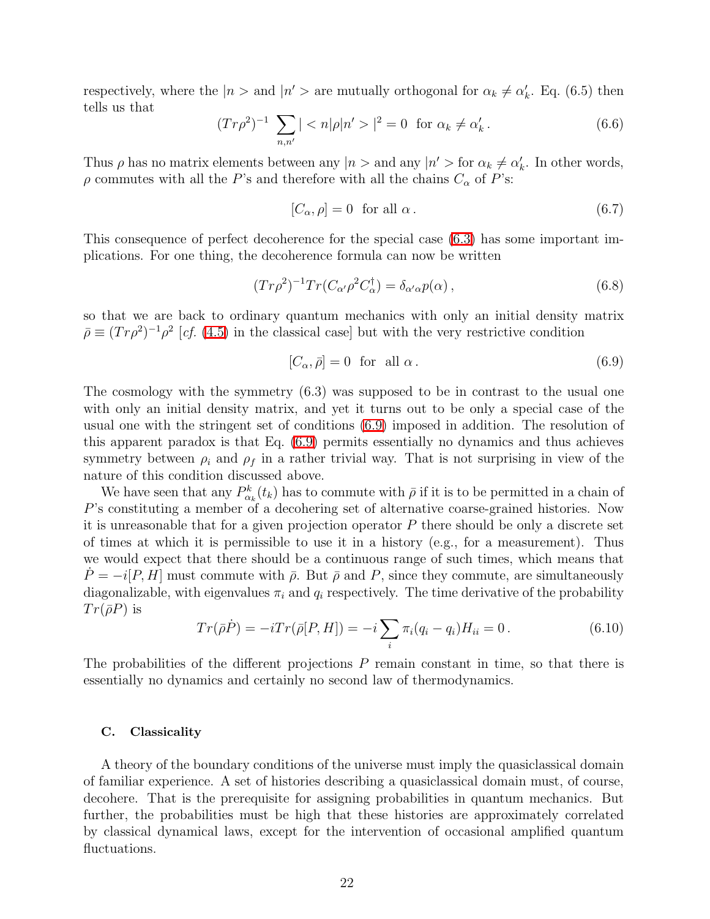respectively, where the $|n>$ and $|n'>$ are mutually orthogonal for $\alpha_k \neq \alpha'_k$. Eq. (6.5) then tells us that

$$(Tr\rho^2)^{-1} \sum_{n,n'} |<n|\rho|n'>|^2 = 0 \;\text{ for } \alpha_k \neq \alpha'_k \,. \tag{6.6}$$

Thus $\rho$ has no matrix elements between any $|n>$ and any $|n'>$ for $\alpha_k \neq \alpha'_k$. In other words, $\rho$ commutes with all the $P$'s and therefore with all the chains $C_\alpha$ of $P$'s:

$$[C_\alpha, \rho] = 0 \;\text{ for all } \alpha \,. \tag{6.7}$$

This consequence of perfect decoherence for the special case (6.3) has some important implications. For one thing, the decoherence formula can now be written

$$(Tr\rho^2)^{-1} Tr(C_{\alpha'}\rho^2 C_\alpha^\dagger) = \delta_{\alpha'\alpha} p(\alpha) \,, \tag{6.8}$$

so that we are back to ordinary quantum mechanics with only an initial density matrix $\bar{\rho} \equiv (Tr\rho^2)^{-1}\rho^2$ [*cf.* (4.5) in the classical case] but with the very restrictive condition

$$[C_\alpha, \bar{\rho}] = 0 \;\text{ for }\; \text{all } \alpha \,. \tag{6.9}$$

The cosmology with the symmetry (6.3) was supposed to be in contrast to the usual one with only an initial density matrix, and yet it turns out to be only a special case of the usual one with the stringent set of conditions (6.9) imposed in addition. The resolution of this apparent paradox is that Eq. (6.9) permits essentially no dynamics and thus achieves symmetry between $\rho_i$ and $\rho_f$ in a rather trivial way. That is not surprising in view of the nature of this condition discussed above.

We have seen that any $P^k_{\alpha_k}(t_k)$ has to commute with $\bar{\rho}$ if it is to be permitted in a chain of $P$'s constituting a member of a decohering set of alternative coarse-grained histories. Now it is unreasonable that for a given projection operator $P$ there should be only a discrete set of times at which it is permissible to use it in a history (e.g., for a measurement). Thus we would expect that there should be a continuous range of such times, which means that $\dot{P} = -i[P, H]$ must commute with $\bar{\rho}$. But $\bar{\rho}$ and $P$, since they commute, are simultaneously diagonalizable, with eigenvalues $\pi_i$ and $q_i$ respectively. The time derivative of the probability $Tr(\bar{\rho}P)$ is

$$Tr(\bar{\rho}\dot{P}) = -iTr(\bar{\rho}[P, H]) = -i\sum_i \pi_i(q_i - q_i)H_{ii} = 0 \,. \tag{6.10}$$

The probabilities of the different projections $P$ remain constant in time, so that there is essentially no dynamics and certainly no second law of thermodynamics.

### C. Classicality

A theory of the boundary conditions of the universe must imply the quasiclassical domain of familiar experience. A set of histories describing a quasiclassical domain must, of course, decohere. That is the prerequisite for assigning probabilities in quantum mechanics. But further, the probabilities must be high that these histories are approximately correlated by classical dynamical laws, except for the intervention of occasional amplified quantum fluctuations.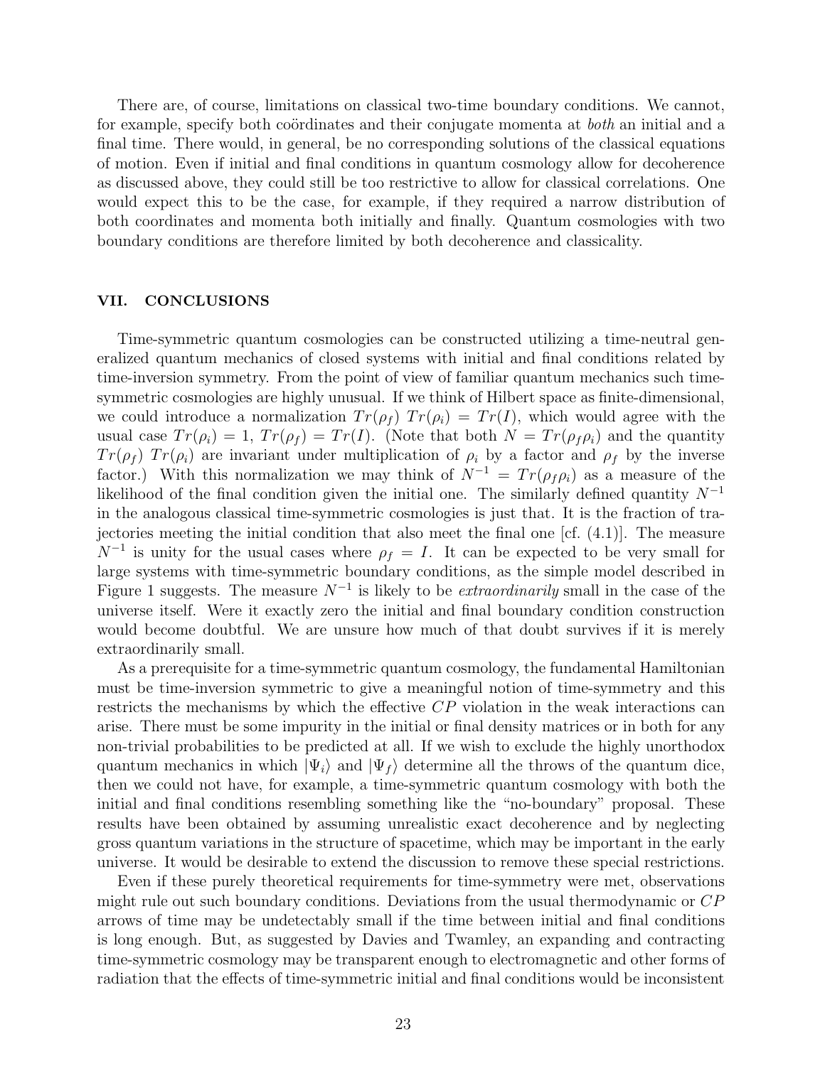There are, of course, limitations on classical two-time boundary conditions. We cannot, for example, specify both coördinates and their conjugate momenta at *both* an initial and a final time. There would, in general, be no corresponding solutions of the classical equations of motion. Even if initial and final conditions in quantum cosmology allow for decoherence as discussed above, they could still be too restrictive to allow for classical correlations. One would expect this to be the case, for example, if they required a narrow distribution of both coordinates and momenta both initially and finally. Quantum cosmologies with two boundary conditions are therefore limited by both decoherence and classicality.

## VII. CONCLUSIONS

Time-symmetric quantum cosmologies can be constructed utilizing a time-neutral generalized quantum mechanics of closed systems with initial and final conditions related by time-inversion symmetry. From the point of view of familiar quantum mechanics such time-symmetric cosmologies are highly unusual. If we think of Hilbert space as finite-dimensional, we could introduce a normalization $Tr(\rho_f)\ Tr(\rho_i) = Tr(I)$, which would agree with the usual case $Tr(\rho_i) = 1$, $Tr(\rho_f) = Tr(I)$. (Note that both $N = Tr(\rho_f \rho_i)$ and the quantity $Tr(\rho_f)\ Tr(\rho_i)$ are invariant under multiplication of $\rho_i$ by a factor and $\rho_f$ by the inverse factor.) With this normalization we may think of $N^{-1} = Tr(\rho_f \rho_i)$ as a measure of the likelihood of the final condition given the initial one. The similarly defined quantity $N^{-1}$ in the analogous classical time-symmetric cosmologies is just that. It is the fraction of trajectories meeting the initial condition that also meet the final one [cf. (4.1)]. The measure $N^{-1}$ is unity for the usual cases where $\rho_f = I$. It can be expected to be very small for large systems with time-symmetric boundary conditions, as the simple model described in Figure 1 suggests. The measure $N^{-1}$ is likely to be *extraordinarily* small in the case of the universe itself. Were it exactly zero the initial and final boundary condition construction would become doubtful. We are unsure how much of that doubt survives if it is merely extraordinarily small.

As a prerequisite for a time-symmetric quantum cosmology, the fundamental Hamiltonian must be time-inversion symmetric to give a meaningful notion of time-symmetry and this restricts the mechanisms by which the effective $CP$ violation in the weak interactions can arise. There must be some impurity in the initial or final density matrices or in both for any non-trivial probabilities to be predicted at all. If we wish to exclude the highly unorthodox quantum mechanics in which $|\Psi_i\rangle$ and $|\Psi_f\rangle$ determine all the throws of the quantum dice, then we could not have, for example, a time-symmetric quantum cosmology with both the initial and final conditions resembling something like the "no-boundary" proposal. These results have been obtained by assuming unrealistic exact decoherence and by neglecting gross quantum variations in the structure of spacetime, which may be important in the early universe. It would be desirable to extend the discussion to remove these special restrictions.

Even if these purely theoretical requirements for time-symmetry were met, observations might rule out such boundary conditions. Deviations from the usual thermodynamic or $CP$ arrows of time may be undetectably small if the time between initial and final conditions is long enough. But, as suggested by Davies and Twamley, an expanding and contracting time-symmetric cosmology may be transparent enough to electromagnetic and other forms of radiation that the effects of time-symmetric initial and final conditions would be inconsistent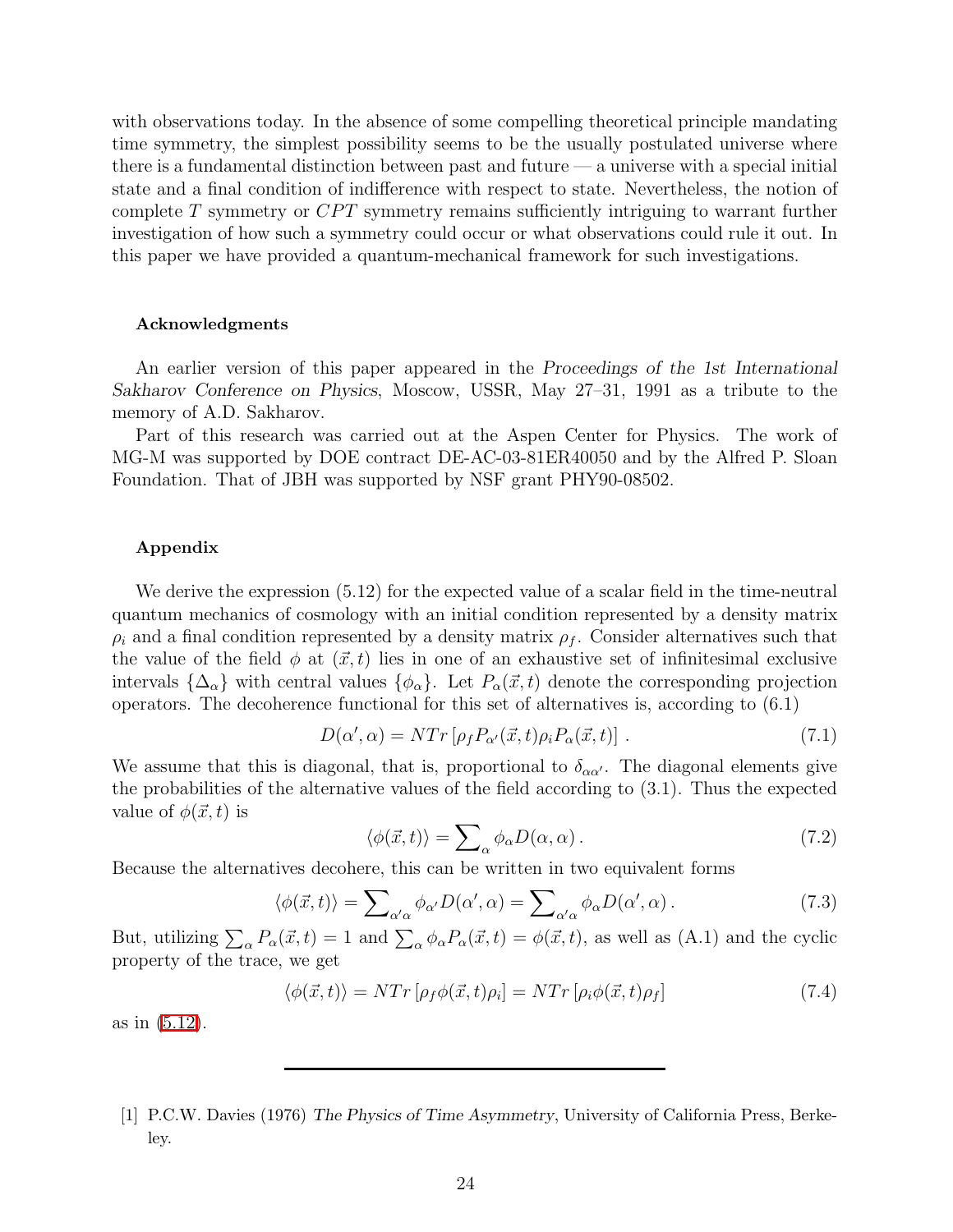with observations today. In the absence of some compelling theoretical principle mandating time symmetry, the simplest possibility seems to be the usually postulated universe where there is a fundamental distinction between past and future — a universe with a special initial state and a final condition of indifference with respect to state. Nevertheless, the notion of complete $T$ symmetry or $CPT$ symmetry remains sufficiently intriguing to warrant further investigation of how such a symmetry could occur or what observations could rule it out. In this paper we have provided a quantum-mechanical framework for such investigations.

#### Acknowledgments

An earlier version of this paper appeared in the *Proceedings of the 1st International Sakharov Conference on Physics*, Moscow, USSR, May 27–31, 1991 as a tribute to the memory of A.D. Sakharov.

Part of this research was carried out at the Aspen Center for Physics. The work of MG-M was supported by DOE contract DE-AC-03-81ER40050 and by the Alfred P. Sloan Foundation. That of JBH was supported by NSF grant PHY90-08502.

#### Appendix

We derive the expression (5.12) for the expected value of a scalar field in the time-neutral quantum mechanics of cosmology with an initial condition represented by a density matrix $\rho_i$ and a final condition represented by a density matrix $\rho_f$. Consider alternatives such that the value of the field $\phi$ at $(\vec{x}, t)$ lies in one of an exhaustive set of infinitesimal exclusive intervals $\{\Delta_\alpha\}$ with central values $\{\phi_\alpha\}$. Let $P_\alpha(\vec{x}, t)$ denote the corresponding projection operators. The decoherence functional for this set of alternatives is, according to (6.1)

$$D(\alpha', \alpha) = NTr\left[\rho_f P_{\alpha'}(\vec{x}, t) \rho_i P_\alpha(\vec{x}, t)\right] . \tag{7.1}$$

We assume that this is diagonal, that is, proportional to $\delta_{\alpha\alpha'}$. The diagonal elements give the probabilities of the alternative values of the field according to (3.1). Thus the expected value of $\phi(\vec{x}, t)$ is

$$\langle \phi(\vec{x}, t) \rangle = \sum\nolimits_\alpha \phi_\alpha D(\alpha, \alpha) . \tag{7.2}$$

Because the alternatives decohere, this can be written in two equivalent forms

$$\langle \phi(\vec{x}, t) \rangle = \sum\nolimits_{\alpha'\alpha} \phi_{\alpha'} D(\alpha', \alpha) = \sum\nolimits_{\alpha'\alpha} \phi_\alpha D(\alpha', \alpha) . \tag{7.3}$$

But, utilizing $\sum_\alpha P_\alpha(\vec{x}, t) = 1$ and $\sum_\alpha \phi_\alpha P_\alpha(\vec{x}, t) = \phi(\vec{x}, t)$, as well as (A.1) and the cyclic property of the trace, we get

$$\langle \phi(\vec{x}, t) \rangle = NTr\left[\rho_f \phi(\vec{x}, t) \rho_i\right] = NTr\left[\rho_i \phi(\vec{x}, t) \rho_f\right] \tag{7.4}$$

as in (5.12).

---

[1] P.C.W. Davies (1976) *The Physics of Time Asymmetry*, University of California Press, Berkeley.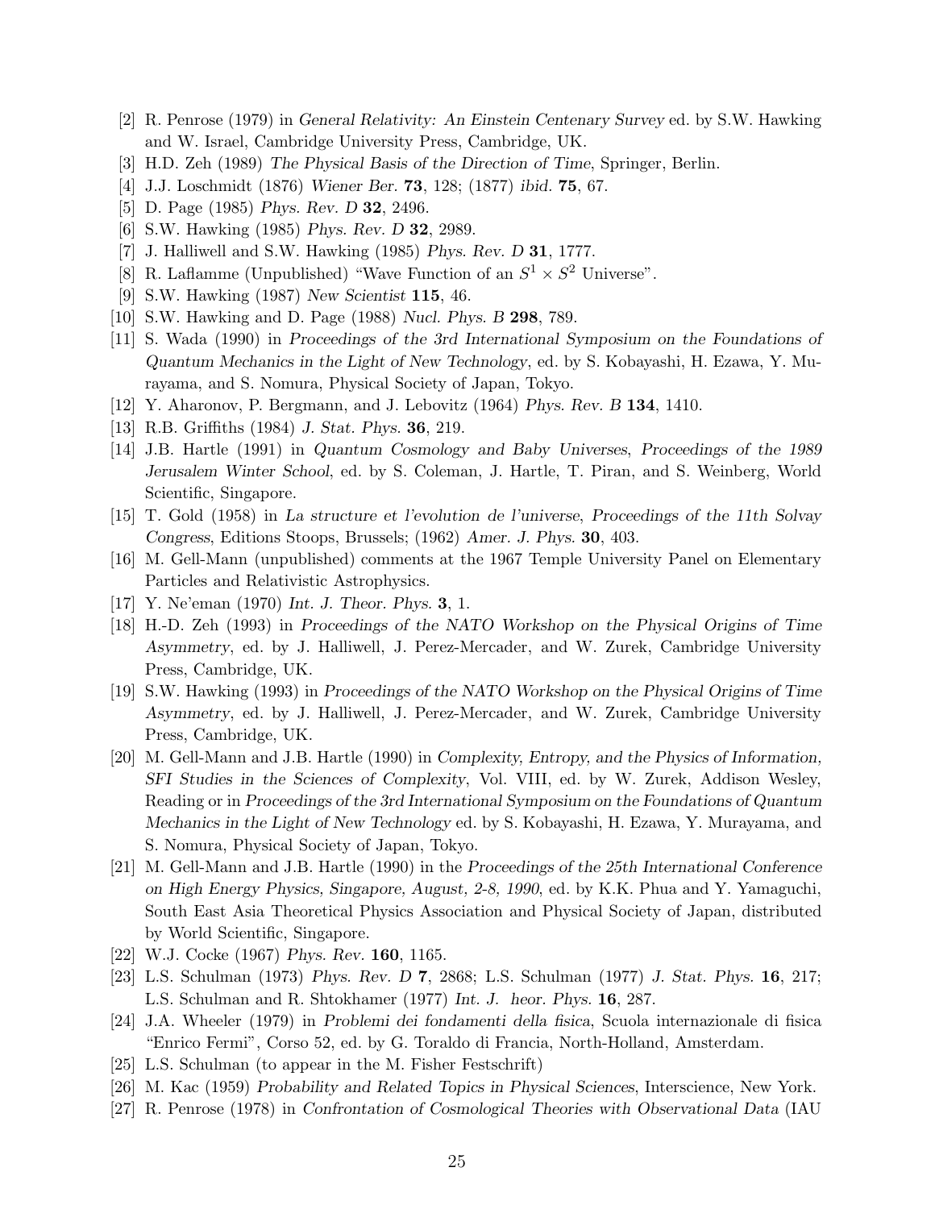[2] R. Penrose (1979) in *General Relativity: An Einstein Centenary Survey* ed. by S.W. Hawking and W. Israel, Cambridge University Press, Cambridge, UK.

[3] H.D. Zeh (1989) *The Physical Basis of the Direction of Time*, Springer, Berlin.

[4] J.J. Loschmidt (1876) *Wiener Ber.* **73**, 128; (1877) *ibid.* **75**, 67.

[5] D. Page (1985) *Phys. Rev. D* **32**, 2496.

[6] S.W. Hawking (1985) *Phys. Rev. D* **32**, 2989.

[7] J. Halliwell and S.W. Hawking (1985) *Phys. Rev. D* **31**, 1777.

[8] R. Laflamme (Unpublished) "Wave Function of an $S^1 \times S^2$ Universe".

[9] S.W. Hawking (1987) *New Scientist* **115**, 46.

[10] S.W. Hawking and D. Page (1988) *Nucl. Phys. B* **298**, 789.

[11] S. Wada (1990) in *Proceedings of the 3rd International Symposium on the Foundations of Quantum Mechanics in the Light of New Technology*, ed. by S. Kobayashi, H. Ezawa, Y. Murayama, and S. Nomura, Physical Society of Japan, Tokyo.

[12] Y. Aharonov, P. Bergmann, and J. Lebovitz (1964) *Phys. Rev. B* **134**, 1410.

[13] R.B. Griffiths (1984) *J. Stat. Phys.* **36**, 219.

[14] J.B. Hartle (1991) in *Quantum Cosmology and Baby Universes, Proceedings of the 1989 Jerusalem Winter School*, ed. by S. Coleman, J. Hartle, T. Piran, and S. Weinberg, World Scientific, Singapore.

[15] T. Gold (1958) in *La structure et l'evolution de l'universe, Proceedings of the 11th Solvay Congress*, Editions Stoops, Brussels; (1962) *Amer. J. Phys.* **30**, 403.

[16] M. Gell-Mann (unpublished) comments at the 1967 Temple University Panel on Elementary Particles and Relativistic Astrophysics.

[17] Y. Ne'eman (1970) *Int. J. Theor. Phys.* **3**, 1.

[18] H.-D. Zeh (1993) in *Proceedings of the NATO Workshop on the Physical Origins of Time Asymmetry*, ed. by J. Halliwell, J. Perez-Mercader, and W. Zurek, Cambridge University Press, Cambridge, UK.

[19] S.W. Hawking (1993) in *Proceedings of the NATO Workshop on the Physical Origins of Time Asymmetry*, ed. by J. Halliwell, J. Perez-Mercader, and W. Zurek, Cambridge University Press, Cambridge, UK.

[20] M. Gell-Mann and J.B. Hartle (1990) in *Complexity, Entropy, and the Physics of Information, SFI Studies in the Sciences of Complexity*, Vol. VIII, ed. by W. Zurek, Addison Wesley, Reading or in *Proceedings of the 3rd International Symposium on the Foundations of Quantum Mechanics in the Light of New Technology* ed. by S. Kobayashi, H. Ezawa, Y. Murayama, and S. Nomura, Physical Society of Japan, Tokyo.

[21] M. Gell-Mann and J.B. Hartle (1990) in the *Proceedings of the 25th International Conference on High Energy Physics, Singapore, August, 2-8, 1990*, ed. by K.K. Phua and Y. Yamaguchi, South East Asia Theoretical Physics Association and Physical Society of Japan, distributed by World Scientific, Singapore.

[22] W.J. Cocke (1967) *Phys. Rev.* **160**, 1165.

[23] L.S. Schulman (1973) *Phys. Rev. D* **7**, 2868; L.S. Schulman (1977) *J. Stat. Phys.* **16**, 217; L.S. Schulman and R. Shtokhamer (1977) *Int. J. heor. Phys.* **16**, 287.

[24] J.A. Wheeler (1979) in *Problemi dei fondamenti della fisica*, Scuola internazionale di fisica "Enrico Fermi", Corso 52, ed. by G. Toraldo di Francia, North-Holland, Amsterdam.

[25] L.S. Schulman (to appear in the M. Fisher Festschrift)

[26] M. Kac (1959) *Probability and Related Topics in Physical Sciences*, Interscience, New York.

[27] R. Penrose (1978) in *Confrontation of Cosmological Theories with Observational Data* (IAU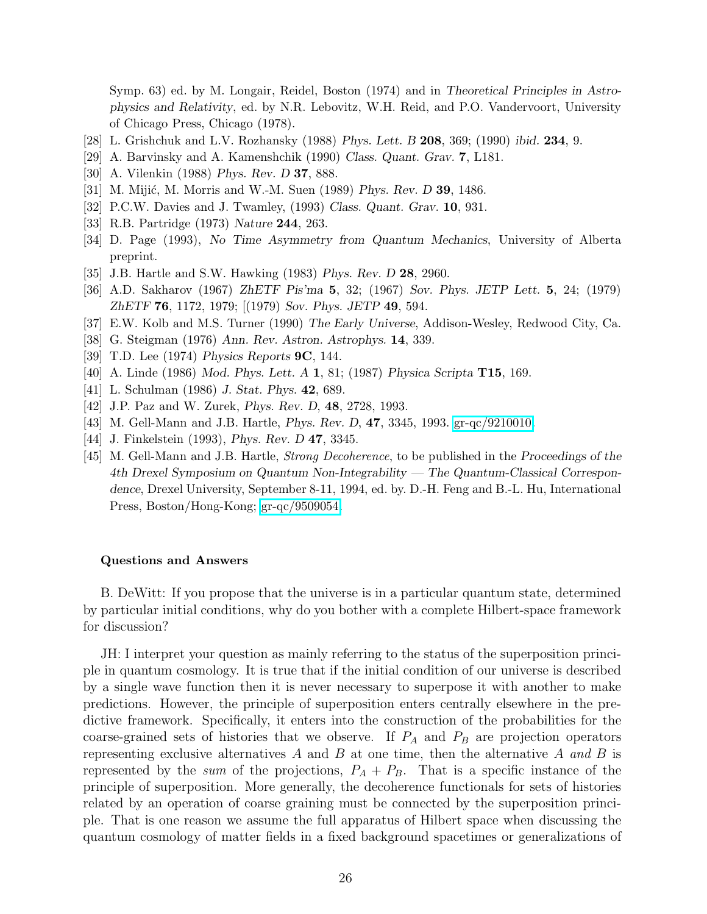Symp. 63) ed. by M. Longair, Reidel, Boston (1974) and in *Theoretical Principles in Astrophysics and Relativity*, ed. by N.R. Lebovitz, W.H. Reid, and P.O. Vandervoort, University of Chicago Press, Chicago (1978).

[28] L. Grishchuk and L.V. Rozhansky (1988) *Phys. Lett. B* **208**, 369; (1990) *ibid.* **234**, 9.

[29] A. Barvinsky and A. Kamenshchik (1990) *Class. Quant. Grav.* **7**, L181.

[30] A. Vilenkin (1988) *Phys. Rev. D* **37**, 888.

[31] M. Mijić, M. Morris and W.-M. Suen (1989) *Phys. Rev. D* **39**, 1486.

[32] P.C.W. Davies and J. Twamley, (1993) *Class. Quant. Grav.* **10**, 931.

[33] R.B. Partridge (1973) *Nature* **244**, 263.

[34] D. Page (1993), *No Time Asymmetry from Quantum Mechanics*, University of Alberta preprint.

[35] J.B. Hartle and S.W. Hawking (1983) *Phys. Rev. D* **28**, 2960.

[36] A.D. Sakharov (1967) *ZhETF Pis'ma* **5**, 32; (1967) *Sov. Phys. JETP Lett.* **5**, 24; (1979) *ZhETF* **76**, 1172, 1979; [(1979) *Sov. Phys. JETP* **49**, 594.

[37] E.W. Kolb and M.S. Turner (1990) *The Early Universe*, Addison-Wesley, Redwood City, Ca.

[38] G. Steigman (1976) *Ann. Rev. Astron. Astrophys.* **14**, 339.

[39] T.D. Lee (1974) *Physics Reports* **9C**, 144.

[40] A. Linde (1986) *Mod. Phys. Lett. A* **1**, 81; (1987) *Physica Scripta* **T15**, 169.

[41] L. Schulman (1986) *J. Stat. Phys.* **42**, 689.

[42] J.P. Paz and W. Zurek, *Phys. Rev. D*, **48**, 2728, 1993.

[43] M. Gell-Mann and J.B. Hartle, *Phys. Rev. D*, **47**, 3345, 1993. gr-qc/9210010.

[44] J. Finkelstein (1993), *Phys. Rev. D* **47**, 3345.

[45] M. Gell-Mann and J.B. Hartle, *Strong Decoherence*, to be published in the *Proceedings of the 4th Drexel Symposium on Quantum Non-Integrability — The Quantum-Classical Correspondence*, Drexel University, September 8-11, 1994, ed. by. D.-H. Feng and B.-L. Hu, International Press, Boston/Hong-Kong; gr-qc/9509054.

#### Questions and Answers

B. DeWitt: If you propose that the universe is in a particular quantum state, determined by particular initial conditions, why do you bother with a complete Hilbert-space framework for discussion?

JH: I interpret your question as mainly referring to the status of the superposition principle in quantum cosmology. It is true that if the initial condition of our universe is described by a single wave function then it is never necessary to superpose it with another to make predictions. However, the principle of superposition enters centrally elsewhere in the predictive framework. Specifically, it enters into the construction of the probabilities for the coarse-grained sets of histories that we observe. If $P_A$ and $P_B$ are projection operators representing exclusive alternatives $A$ and $B$ at one time, then the alternative $A$ *and* $B$ is represented by the *sum* of the projections, $P_A + P_B$. That is a specific instance of the principle of superposition. More generally, the decoherence functionals for sets of histories related by an operation of coarse graining must be connected by the superposition principle. That is one reason we assume the full apparatus of Hilbert space when discussing the quantum cosmology of matter fields in a fixed background spacetimes or generalizations of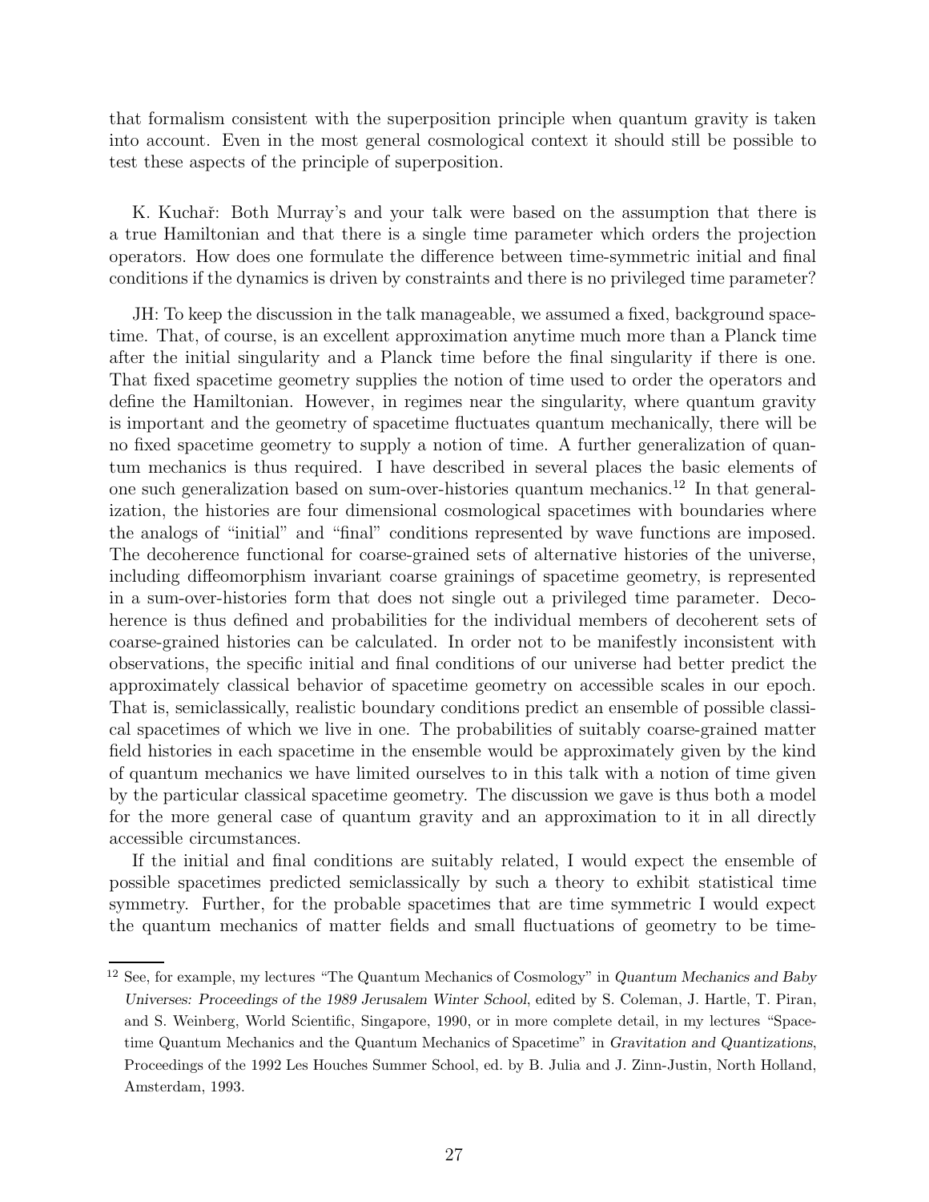that formalism consistent with the superposition principle when quantum gravity is taken into account. Even in the most general cosmological context it should still be possible to test these aspects of the principle of superposition.

K. Kuchař: Both Murray's and your talk were based on the assumption that there is a true Hamiltonian and that there is a single time parameter which orders the projection operators. How does one formulate the difference between time-symmetric initial and final conditions if the dynamics is driven by constraints and there is no privileged time parameter?

JH: To keep the discussion in the talk manageable, we assumed a fixed, background spacetime. That, of course, is an excellent approximation anytime much more than a Planck time after the initial singularity and a Planck time before the final singularity if there is one. That fixed spacetime geometry supplies the notion of time used to order the operators and define the Hamiltonian. However, in regimes near the singularity, where quantum gravity is important and the geometry of spacetime fluctuates quantum mechanically, there will be no fixed spacetime geometry to supply a notion of time. A further generalization of quantum mechanics is thus required. I have described in several places the basic elements of one such generalization based on sum-over-histories quantum mechanics.[12] In that generalization, the histories are four dimensional cosmological spacetimes with boundaries where the analogs of "initial" and "final" conditions represented by wave functions are imposed. The decoherence functional for coarse-grained sets of alternative histories of the universe, including diffeomorphism invariant coarse grainings of spacetime geometry, is represented in a sum-over-histories form that does not single out a privileged time parameter. Decoherence is thus defined and probabilities for the individual members of decoherent sets of coarse-grained histories can be calculated. In order not to be manifestly inconsistent with observations, the specific initial and final conditions of our universe had better predict the approximately classical behavior of spacetime geometry on accessible scales in our epoch. That is, semiclassically, realistic boundary conditions predict an ensemble of possible classical spacetimes of which we live in one. The probabilities of suitably coarse-grained matter field histories in each spacetime in the ensemble would be approximately given by the kind of quantum mechanics we have limited ourselves to in this talk with a notion of time given by the particular classical spacetime geometry. The discussion we gave is thus both a model for the more general case of quantum gravity and an approximation to it in all directly accessible circumstances.

If the initial and final conditions are suitably related, I would expect the ensemble of possible spacetimes predicted semiclassically by such a theory to exhibit statistical time symmetry. Further, for the probable spacetimes that are time symmetric I would expect the quantum mechanics of matter fields and small fluctuations of geometry to be time-

[12] See, for example, my lectures "The Quantum Mechanics of Cosmology" in *Quantum Mechanics and Baby Universes: Proceedings of the 1989 Jerusalem Winter School*, edited by S. Coleman, J. Hartle, T. Piran, and S. Weinberg, World Scientific, Singapore, 1990, or in more complete detail, in my lectures "Spacetime Quantum Mechanics and the Quantum Mechanics of Spacetime" in *Gravitation and Quantizations*, Proceedings of the 1992 Les Houches Summer School, ed. by B. Julia and J. Zinn-Justin, North Holland, Amsterdam, 1993.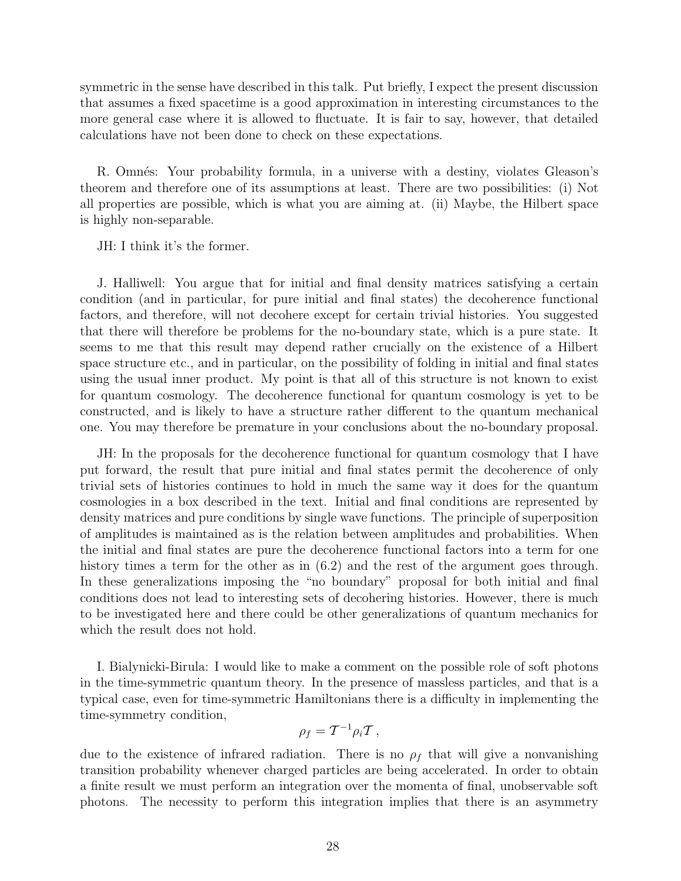symmetric in the sense have described in this talk. Put briefly, I expect the present discussion that assumes a fixed spacetime is a good approximation in interesting circumstances to the more general case where it is allowed to fluctuate. It is fair to say, however, that detailed calculations have not been done to check on these expectations.

R. Omnés: Your probability formula, in a universe with a destiny, violates Gleason's theorem and therefore one of its assumptions at least. There are two possibilities: (i) Not all properties are possible, which is what you are aiming at. (ii) Maybe, the Hilbert space is highly non-separable.

JH: I think it's the former.

J. Halliwell: You argue that for initial and final density matrices satisfying a certain condition (and in particular, for pure initial and final states) the decoherence functional factors, and therefore, will not decohere except for certain trivial histories. You suggested that there will therefore be problems for the no-boundary state, which is a pure state. It seems to me that this result may depend rather crucially on the existence of a Hilbert space structure etc., and in particular, on the possibility of folding in initial and final states using the usual inner product. My point is that all of this structure is not known to exist for quantum cosmology. The decoherence functional for quantum cosmology is yet to be constructed, and is likely to have a structure rather different to the quantum mechanical one. You may therefore be premature in your conclusions about the no-boundary proposal.

JH: In the proposals for the decoherence functional for quantum cosmology that I have put forward, the result that pure initial and final states permit the decoherence of only trivial sets of histories continues to hold in much the same way it does for the quantum cosmologies in a box described in the text. Initial and final conditions are represented by density matrices and pure conditions by single wave functions. The principle of superposition of amplitudes is maintained as is the relation between amplitudes and probabilities. When the initial and final states are pure the decoherence functional factors into a term for one history times a term for the other as in (6.2) and the rest of the argument goes through. In these generalizations imposing the "no boundary" proposal for both initial and final conditions does not lead to interesting sets of decohering histories. However, there is much to be investigated here and there could be other generalizations of quantum mechanics for which the result does not hold.

I. Bialynicki-Birula: I would like to make a comment on the possible role of soft photons in the time-symmetric quantum theory. In the presence of massless particles, and that is a typical case, even for time-symmetric Hamiltonians there is a difficulty in implementing the time-symmetry condition,

$$\rho_f = \mathcal{T}^{-1}\rho_i\mathcal{T} \ ,$$

due to the existence of infrared radiation. There is no $\rho_f$ that will give a nonvanishing transition probability whenever charged particles are being accelerated. In order to obtain a finite result we must perform an integration over the momenta of final, unobservable soft photons. The necessity to perform this integration implies that there is an asymmetry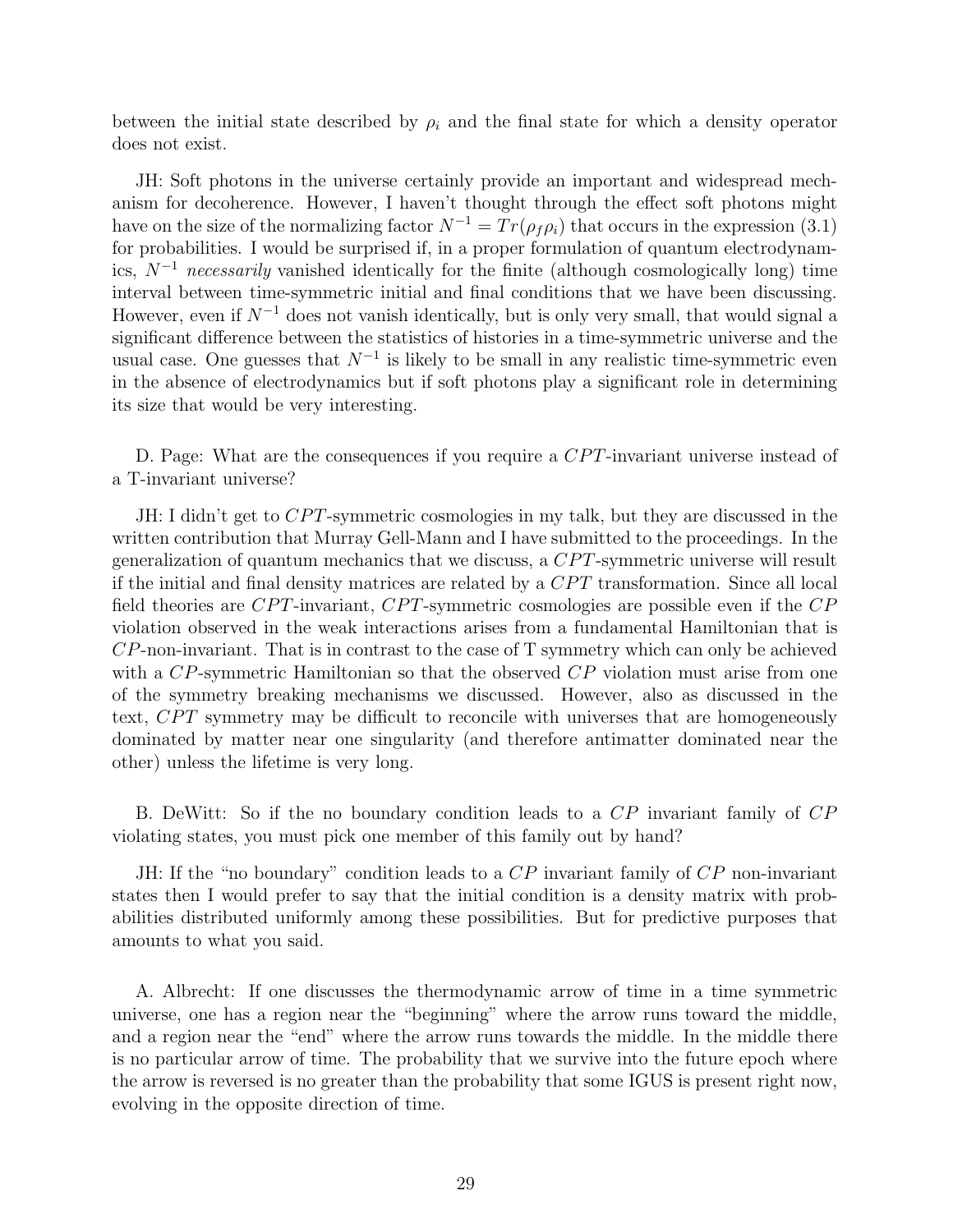between the initial state described by $\rho_i$ and the final state for which a density operator does not exist.

JH: Soft photons in the universe certainly provide an important and widespread mechanism for decoherence. However, I haven't thought through the effect soft photons might have on the size of the normalizing factor $N^{-1} = Tr(\rho_f \rho_i)$ that occurs in the expression (3.1) for probabilities. I would be surprised if, in a proper formulation of quantum electrodynamics, $N^{-1}$ *necessarily* vanished identically for the finite (although cosmologically long) time interval between time-symmetric initial and final conditions that we have been discussing. However, even if $N^{-1}$ does not vanish identically, but is only very small, that would signal a significant difference between the statistics of histories in a time-symmetric universe and the usual case. One guesses that $N^{-1}$ is likely to be small in any realistic time-symmetric even in the absence of electrodynamics but if soft photons play a significant role in determining its size that would be very interesting.

D. Page: What are the consequences if you require a $CPT$-invariant universe instead of a T-invariant universe?

JH: I didn't get to $CPT$-symmetric cosmologies in my talk, but they are discussed in the written contribution that Murray Gell-Mann and I have submitted to the proceedings. In the generalization of quantum mechanics that we discuss, a $CPT$-symmetric universe will result if the initial and final density matrices are related by a $CPT$ transformation. Since all local field theories are $CPT$-invariant, $CPT$-symmetric cosmologies are possible even if the $CP$ violation observed in the weak interactions arises from a fundamental Hamiltonian that is $CP$-non-invariant. That is in contrast to the case of T symmetry which can only be achieved with a $CP$-symmetric Hamiltonian so that the observed $CP$ violation must arise from one of the symmetry breaking mechanisms we discussed. However, also as discussed in the text, $CPT$ symmetry may be difficult to reconcile with universes that are homogeneously dominated by matter near one singularity (and therefore antimatter dominated near the other) unless the lifetime is very long.

B. DeWitt: So if the no boundary condition leads to a $CP$ invariant family of $CP$ violating states, you must pick one member of this family out by hand?

JH: If the "no boundary" condition leads to a $CP$ invariant family of $CP$ non-invariant states then I would prefer to say that the initial condition is a density matrix with probabilities distributed uniformly among these possibilities. But for predictive purposes that amounts to what you said.

A. Albrecht: If one discusses the thermodynamic arrow of time in a time symmetric universe, one has a region near the "beginning" where the arrow runs toward the middle, and a region near the "end" where the arrow runs towards the middle. In the middle there is no particular arrow of time. The probability that we survive into the future epoch where the arrow is reversed is no greater than the probability that some IGUS is present right now, evolving in the opposite direction of time.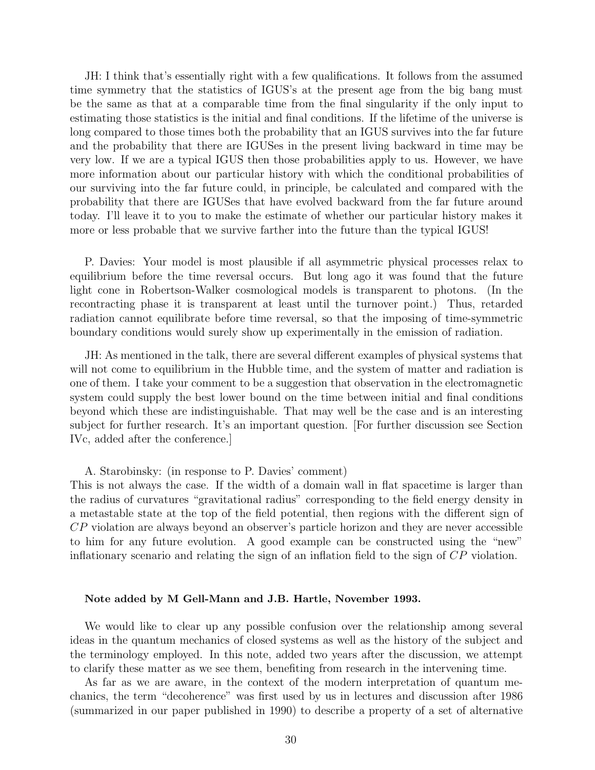JH: I think that's essentially right with a few qualifications. It follows from the assumed time symmetry that the statistics of IGUS's at the present age from the big bang must be the same as that at a comparable time from the final singularity if the only input to estimating those statistics is the initial and final conditions. If the lifetime of the universe is long compared to those times both the probability that an IGUS survives into the far future and the probability that there are IGUSes in the present living backward in time may be very low. If we are a typical IGUS then those probabilities apply to us. However, we have more information about our particular history with which the conditional probabilities of our surviving into the far future could, in principle, be calculated and compared with the probability that there are IGUSes that have evolved backward from the far future around today. I'll leave it to you to make the estimate of whether our particular history makes it more or less probable that we survive farther into the future than the typical IGUS!

P. Davies: Your model is most plausible if all asymmetric physical processes relax to equilibrium before the time reversal occurs. But long ago it was found that the future light cone in Robertson-Walker cosmological models is transparent to photons. (In the recontracting phase it is transparent at least until the turnover point.) Thus, retarded radiation cannot equilibrate before time reversal, so that the imposing of time-symmetric boundary conditions would surely show up experimentally in the emission of radiation.

JH: As mentioned in the talk, there are several different examples of physical systems that will not come to equilibrium in the Hubble time, and the system of matter and radiation is one of them. I take your comment to be a suggestion that observation in the electromagnetic system could supply the best lower bound on the time between initial and final conditions beyond which these are indistinguishable. That may well be the case and is an interesting subject for further research. It's an important question. [For further discussion see Section IVc, added after the conference.]

A. Starobinsky: (in response to P. Davies' comment)
This is not always the case. If the width of a domain wall in flat spacetime is larger than the radius of curvatures "gravitational radius" corresponding to the field energy density in a metastable state at the top of the field potential, then regions with the different sign of $CP$ violation are always beyond an observer's particle horizon and they are never accessible to him for any future evolution. A good example can be constructed using the "new" inflationary scenario and relating the sign of an inflation field to the sign of $CP$ violation.

**Note added by M Gell-Mann and J.B. Hartle, November 1993.**

We would like to clear up any possible confusion over the relationship among several ideas in the quantum mechanics of closed systems as well as the history of the subject and the terminology employed. In this note, added two years after the discussion, we attempt to clarify these matter as we see them, benefiting from research in the intervening time.

As far as we are aware, in the context of the modern interpretation of quantum mechanics, the term "decoherence" was first used by us in lectures and discussion after 1986 (summarized in our paper published in 1990) to describe a property of a set of alternative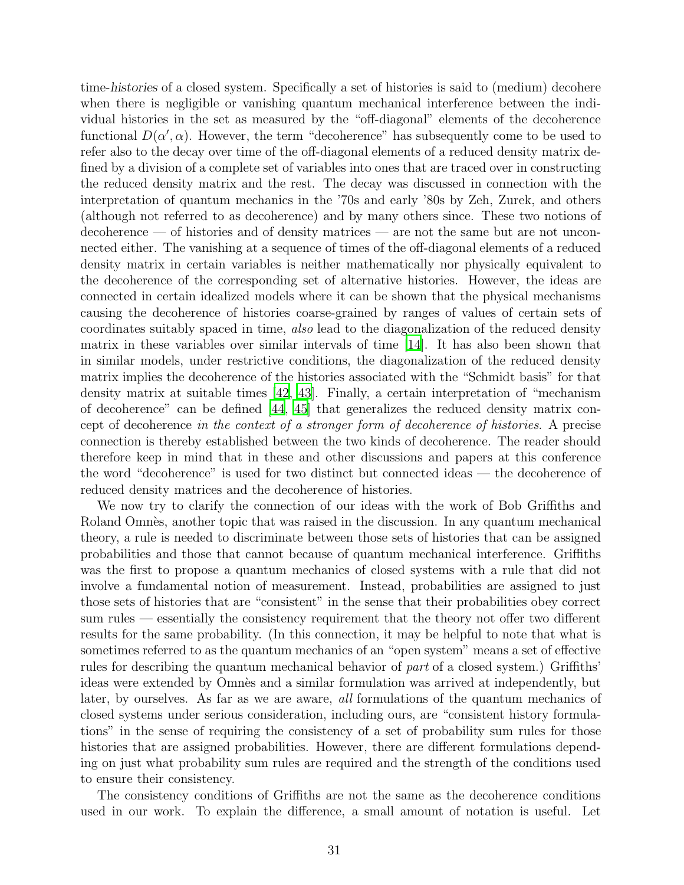time-*histories* of a closed system. Specifically a set of histories is said to (medium) decohere when there is negligible or vanishing quantum mechanical interference between the individual histories in the set as measured by the "off-diagonal" elements of the decoherence functional $D(\alpha', \alpha)$. However, the term "decoherence" has subsequently come to be used to refer also to the decay over time of the off-diagonal elements of a reduced density matrix defined by a division of a complete set of variables into ones that are traced over in constructing the reduced density matrix and the rest. The decay was discussed in connection with the interpretation of quantum mechanics in the '70s and early '80s by Zeh, Zurek, and others (although not referred to as decoherence) and by many others since. These two notions of decoherence — of histories and of density matrices — are not the same but are not unconnected either. The vanishing at a sequence of times of the off-diagonal elements of a reduced density matrix in certain variables is neither mathematically nor physically equivalent to the decoherence of the corresponding set of alternative histories. However, the ideas are connected in certain idealized models where it can be shown that the physical mechanisms causing the decoherence of histories coarse-grained by ranges of values of certain sets of coordinates suitably spaced in time, *also* lead to the diagonalization of the reduced density matrix in these variables over similar intervals of time [14]. It has also been shown that in similar models, under restrictive conditions, the diagonalization of the reduced density matrix implies the decoherence of the histories associated with the "Schmidt basis" for that density matrix at suitable times [42, 43]. Finally, a certain interpretation of "mechanism of decoherence" can be defined [44, 45] that generalizes the reduced density matrix concept of decoherence *in the context of a stronger form of decoherence of histories*. A precise connection is thereby established between the two kinds of decoherence. The reader should therefore keep in mind that in these and other discussions and papers at this conference the word "decoherence" is used for two distinct but connected ideas — the decoherence of reduced density matrices and the decoherence of histories.

We now try to clarify the connection of our ideas with the work of Bob Griffiths and Roland Omnès, another topic that was raised in the discussion. In any quantum mechanical theory, a rule is needed to discriminate between those sets of histories that can be assigned probabilities and those that cannot because of quantum mechanical interference. Griffiths was the first to propose a quantum mechanics of closed systems with a rule that did not involve a fundamental notion of measurement. Instead, probabilities are assigned to just those sets of histories that are "consistent" in the sense that their probabilities obey correct sum rules — essentially the consistency requirement that the theory not offer two different results for the same probability. (In this connection, it may be helpful to note that what is sometimes referred to as the quantum mechanics of an "open system" means a set of effective rules for describing the quantum mechanical behavior of *part* of a closed system.) Griffiths' ideas were extended by Omnès and a similar formulation was arrived at independently, but later, by ourselves. As far as we are aware, *all* formulations of the quantum mechanics of closed systems under serious consideration, including ours, are "consistent history formulations" in the sense of requiring the consistency of a set of probability sum rules for those histories that are assigned probabilities. However, there are different formulations depending on just what probability sum rules are required and the strength of the conditions used to ensure their consistency.

The consistency conditions of Griffiths are not the same as the decoherence conditions used in our work. To explain the difference, a small amount of notation is useful. Let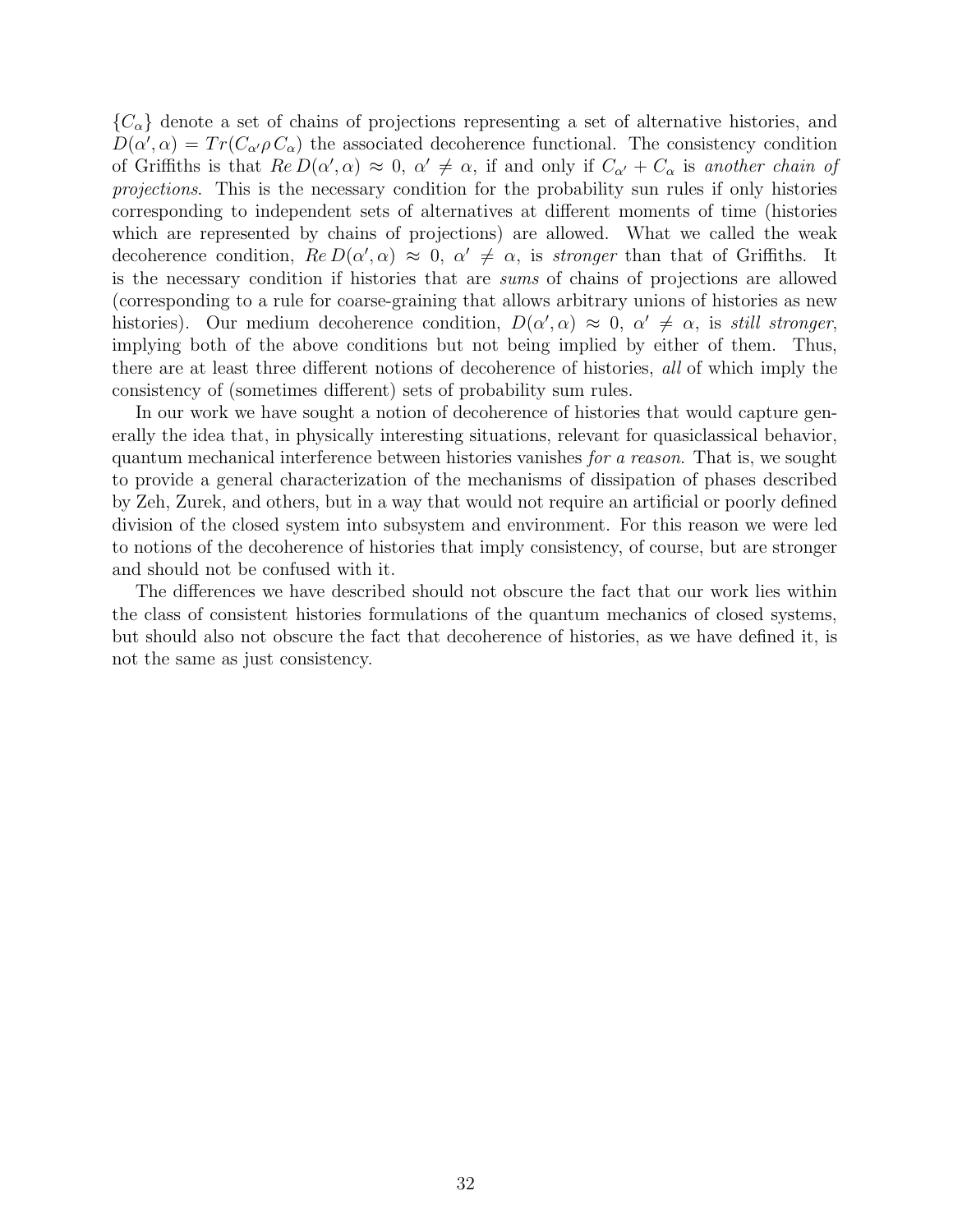$\{C_\alpha\}$ denote a set of chains of projections representing a set of alternative histories, and $D(\alpha', \alpha) = Tr(C_{\alpha'}\rho\, C_\alpha)$ the associated decoherence functional. The consistency condition of Griffiths is that $Re\, D(\alpha', \alpha) \approx 0,\ \alpha' \neq \alpha$, if and only if $C_{\alpha'} + C_\alpha$ is *another chain of projections*. This is the necessary condition for the probability sun rules if only histories corresponding to independent sets of alternatives at different moments of time (histories which are represented by chains of projections) are allowed. What we called the weak decoherence condition, $Re\, D(\alpha', \alpha) \approx 0,\ \alpha' \neq \alpha$, is *stronger* than that of Griffiths. It is the necessary condition if histories that are *sums* of chains of projections are allowed (corresponding to a rule for coarse-graining that allows arbitrary unions of histories as new histories). Our medium decoherence condition, $D(\alpha', \alpha) \approx 0,\ \alpha' \neq \alpha$, is *still stronger*, implying both of the above conditions but not being implied by either of them. Thus, there are at least three different notions of decoherence of histories, *all* of which imply the consistency of (sometimes different) sets of probability sum rules.

In our work we have sought a notion of decoherence of histories that would capture generally the idea that, in physically interesting situations, relevant for quasiclassical behavior, quantum mechanical interference between histories vanishes *for a reason*. That is, we sought to provide a general characterization of the mechanisms of dissipation of phases described by Zeh, Zurek, and others, but in a way that would not require an artificial or poorly defined division of the closed system into subsystem and environment. For this reason we were led to notions of the decoherence of histories that imply consistency, of course, but are stronger and should not be confused with it.

The differences we have described should not obscure the fact that our work lies within the class of consistent histories formulations of the quantum mechanics of closed systems, but should also not obscure the fact that decoherence of histories, as we have defined it, is not the same as just consistency.